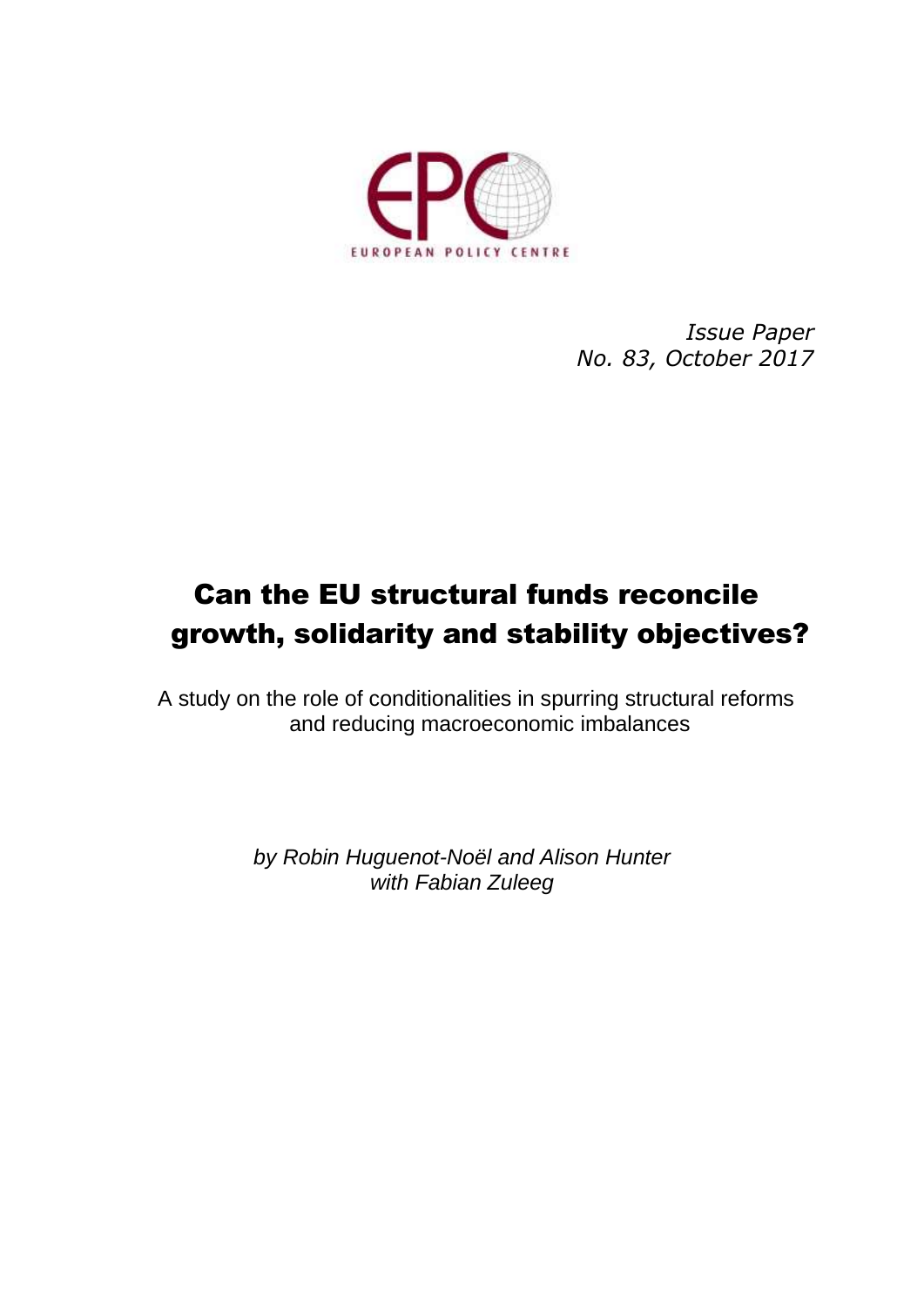EUROPEAN POLICY CENTRE

*Issue Paper*
*No. 83, October 2017*

# Can the EU structural funds reconcile growth, solidarity and stability objectives?

A study on the role of conditionalities in spurring structural reforms and reducing macroeconomic imbalances

*by Robin Huguenot-Noël and Alison Hunter*
*with Fabian Zuleeg*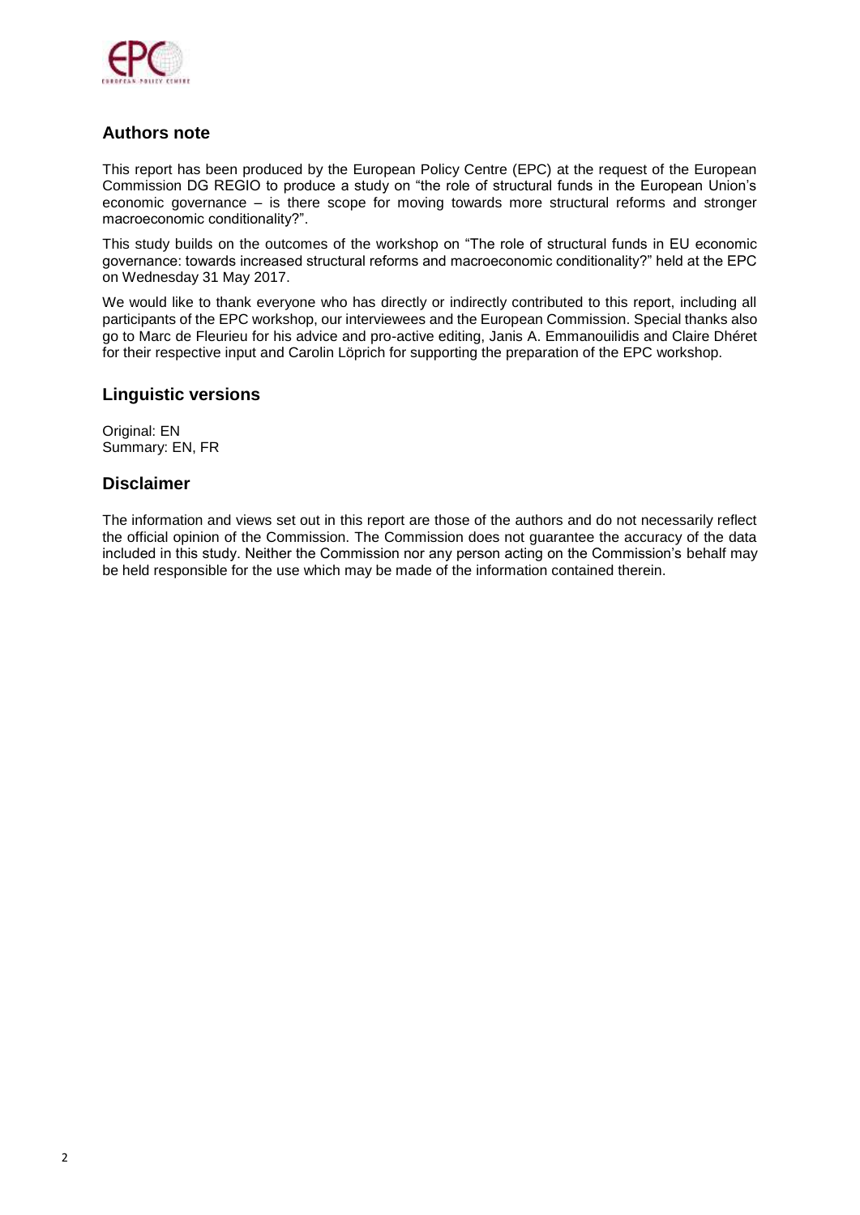## Authors note

This report has been produced by the European Policy Centre (EPC) at the request of the European Commission DG REGIO to produce a study on "the role of structural funds in the European Union's economic governance – is there scope for moving towards more structural reforms and stronger macroeconomic conditionality?".

This study builds on the outcomes of the workshop on "The role of structural funds in EU economic governance: towards increased structural reforms and macroeconomic conditionality?" held at the EPC on Wednesday 31 May 2017.

We would like to thank everyone who has directly or indirectly contributed to this report, including all participants of the EPC workshop, our interviewees and the European Commission. Special thanks also go to Marc de Fleurieu for his advice and pro-active editing, Janis A. Emmanouilidis and Claire Dhéret for their respective input and Carolin Löprich for supporting the preparation of the EPC workshop.

## Linguistic versions

Original: EN
Summary: EN, FR

## Disclaimer

The information and views set out in this report are those of the authors and do not necessarily reflect the official opinion of the Commission. The Commission does not guarantee the accuracy of the data included in this study. Neither the Commission nor any person acting on the Commission's behalf may be held responsible for the use which may be made of the information contained therein.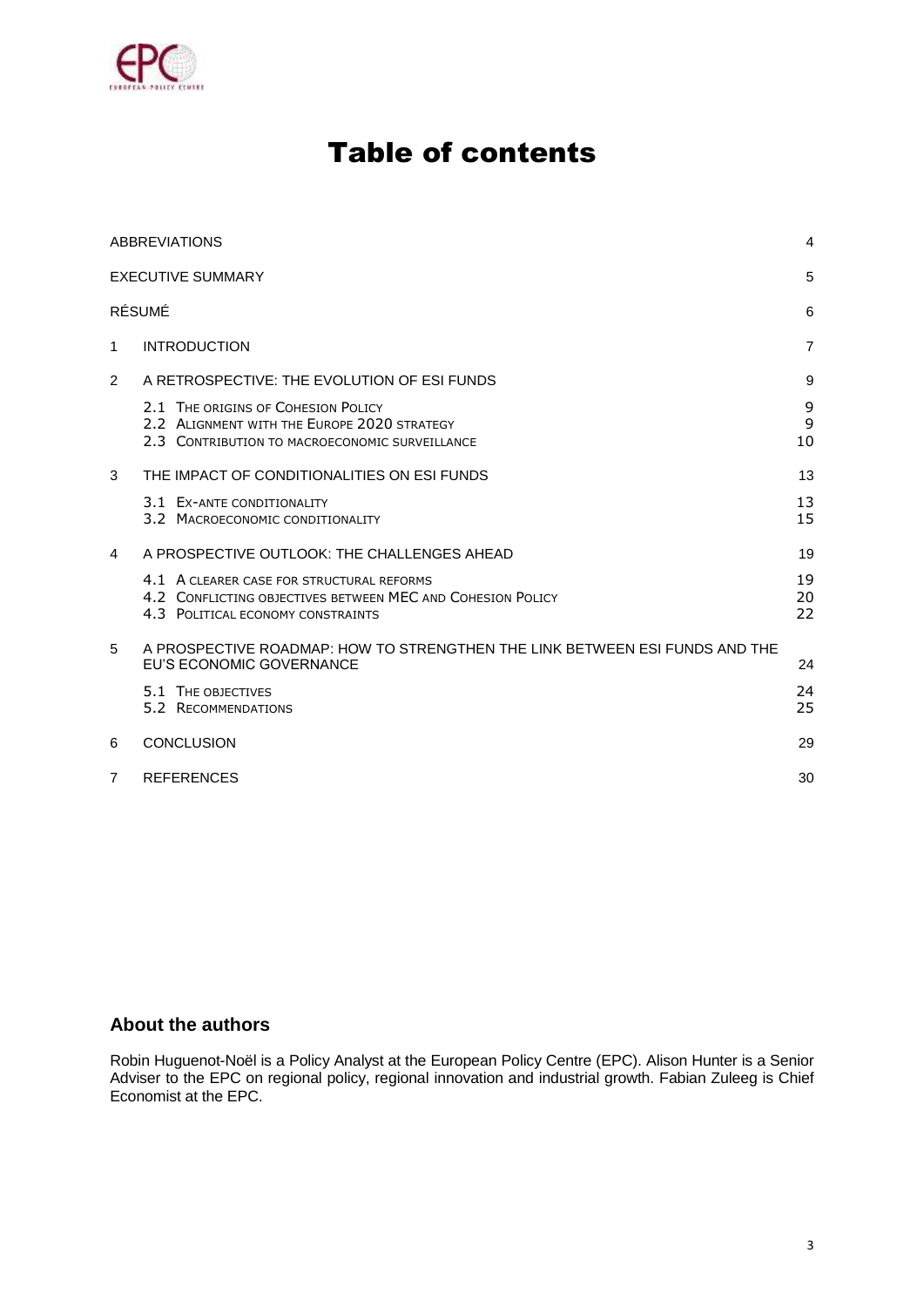# Table of contents

| | | |
|---|---|---|
| ABBREVIATIONS | | 4 |
| EXECUTIVE SUMMARY | | 5 |
| RÉSUMÉ | | 6 |
| 1 | INTRODUCTION | 7 |
| 2 | A RETROSPECTIVE: THE EVOLUTION OF ESI FUNDS | 9 |
| | 2.1 The origins of Cohesion Policy | 9 |
| | 2.2 Alignment with the Europe 2020 strategy | 9 |
| | 2.3 Contribution to macroeconomic surveillance | 10 |
| 3 | THE IMPACT OF CONDITIONALITIES ON ESI FUNDS | 13 |
| | 3.1 Ex-ante conditionality | 13 |
| | 3.2 Macroeconomic conditionality | 15 |
| 4 | A PROSPECTIVE OUTLOOK: THE CHALLENGES AHEAD | 19 |
| | 4.1 A clearer case for structural reforms | 19 |
| | 4.2 Conflicting objectives between MEC and Cohesion Policy | 20 |
| | 4.3 Political economy constraints | 22 |
| 5 | A PROSPECTIVE ROADMAP: HOW TO STRENGTHEN THE LINK BETWEEN ESI FUNDS AND THE EU'S ECONOMIC GOVERNANCE | 24 |
| | 5.1 The objectives | 24 |
| | 5.2 Recommendations | 25 |
| 6 | CONCLUSION | 29 |
| 7 | REFERENCES | 30 |

### About the authors

Robin Huguenot-Noël is a Policy Analyst at the European Policy Centre (EPC). Alison Hunter is a Senior Adviser to the EPC on regional policy, regional innovation and industrial growth. Fabian Zuleeg is Chief Economist at the EPC.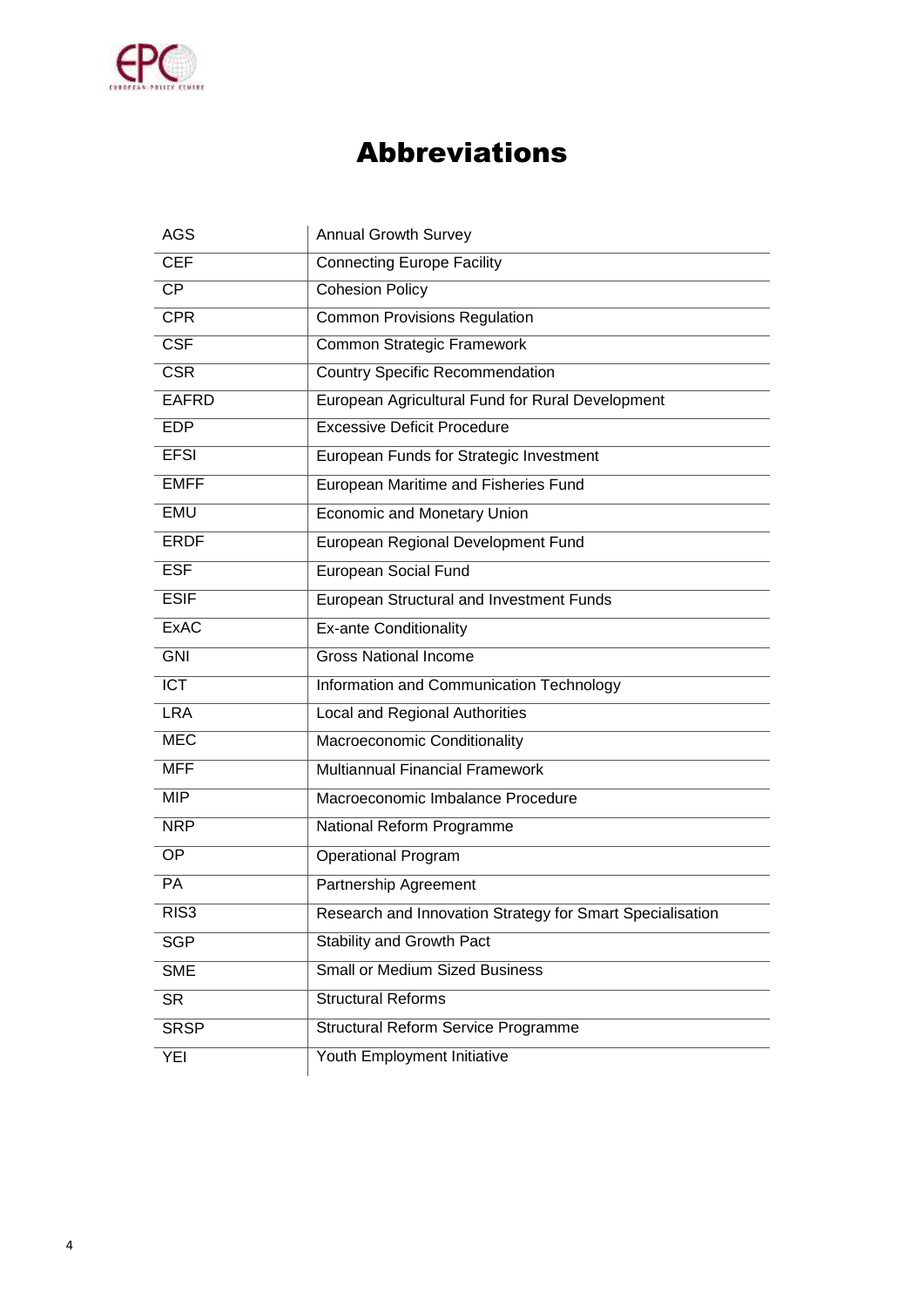# Abbreviations

| | |
|---|---|
| AGS | Annual Growth Survey |
| CEF | Connecting Europe Facility |
| CP | Cohesion Policy |
| CPR | Common Provisions Regulation |
| CSF | Common Strategic Framework |
| CSR | Country Specific Recommendation |
| EAFRD | European Agricultural Fund for Rural Development |
| EDP | Excessive Deficit Procedure |
| EFSI | European Funds for Strategic Investment |
| EMFF | European Maritime and Fisheries Fund |
| EMU | Economic and Monetary Union |
| ERDF | European Regional Development Fund |
| ESF | European Social Fund |
| ESIF | European Structural and Investment Funds |
| ExAC | Ex-ante Conditionality |
| GNI | Gross National Income |
| ICT | Information and Communication Technology |
| LRA | Local and Regional Authorities |
| MEC | Macroeconomic Conditionality |
| MFF | Multiannual Financial Framework |
| MIP | Macroeconomic Imbalance Procedure |
| NRP | National Reform Programme |
| OP | Operational Program |
| PA | Partnership Agreement |
| RIS3 | Research and Innovation Strategy for Smart Specialisation |
| SGP | Stability and Growth Pact |
| SME | Small or Medium Sized Business |
| SR | Structural Reforms |
| SRSP | Structural Reform Service Programme |
| YEI | Youth Employment Initiative |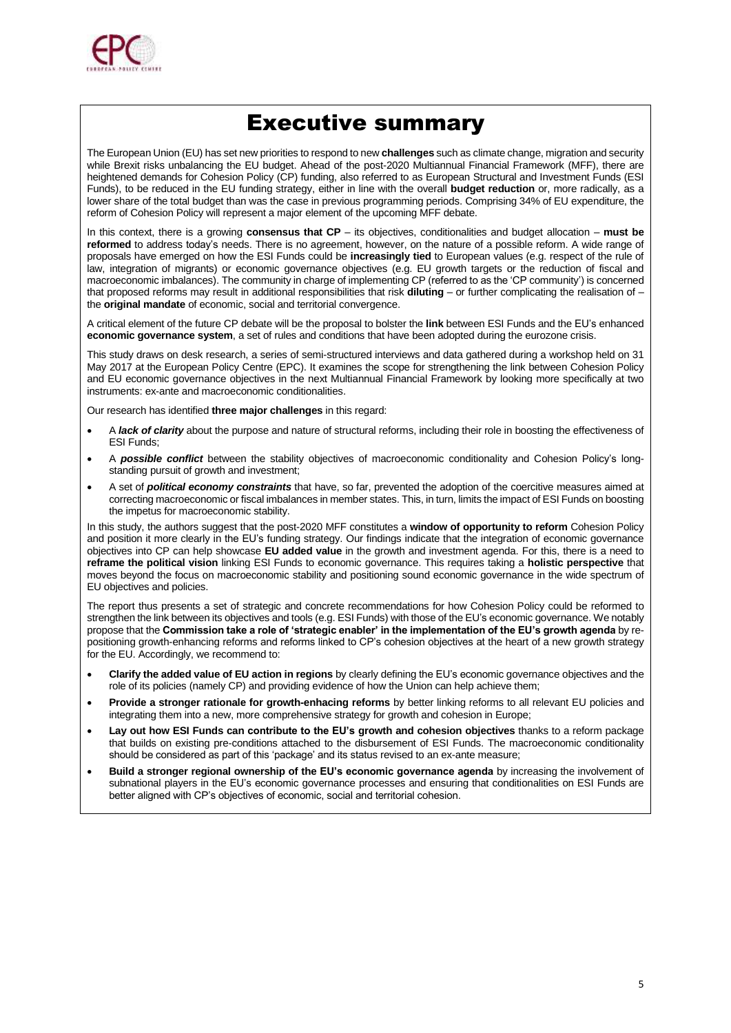# Executive summary

The European Union (EU) has set new priorities to respond to new **challenges** such as climate change, migration and security while Brexit risks unbalancing the EU budget. Ahead of the post-2020 Multiannual Financial Framework (MFF), there are heightened demands for Cohesion Policy (CP) funding, also referred to as European Structural and Investment Funds (ESI Funds), to be reduced in the EU funding strategy, either in line with the overall **budget reduction** or, more radically, as a lower share of the total budget than was the case in previous programming periods. Comprising 34% of EU expenditure, the reform of Cohesion Policy will represent a major element of the upcoming MFF debate.

In this context, there is a growing **consensus that CP** – its objectives, conditionalities and budget allocation – **must be reformed** to address today's needs. There is no agreement, however, on the nature of a possible reform. A wide range of proposals have emerged on how the ESI Funds could be **increasingly tied** to European values (e.g. respect of the rule of law, integration of migrants) or economic governance objectives (e.g. EU growth targets or the reduction of fiscal and macroeconomic imbalances). The community in charge of implementing CP (referred to as the 'CP community') is concerned that proposed reforms may result in additional responsibilities that risk **diluting** – or further complicating the realisation of – the **original mandate** of economic, social and territorial convergence.

A critical element of the future CP debate will be the proposal to bolster the **link** between ESI Funds and the EU's enhanced **economic governance system**, a set of rules and conditions that have been adopted during the eurozone crisis.

This study draws on desk research, a series of semi-structured interviews and data gathered during a workshop held on 31 May 2017 at the European Policy Centre (EPC). It examines the scope for strengthening the link between Cohesion Policy and EU economic governance objectives in the next Multiannual Financial Framework by looking more specifically at two instruments: ex-ante and macroeconomic conditionalities.

Our research has identified **three major challenges** in this regard:

- A ***lack of clarity*** about the purpose and nature of structural reforms, including their role in boosting the effectiveness of ESI Funds;
- A ***possible conflict*** between the stability objectives of macroeconomic conditionality and Cohesion Policy's long-standing pursuit of growth and investment;
- A set of ***political economy constraints*** that have, so far, prevented the adoption of the coercitive measures aimed at correcting macroeconomic or fiscal imbalances in member states. This, in turn, limits the impact of ESI Funds on boosting the impetus for macroeconomic stability.

In this study, the authors suggest that the post-2020 MFF constitutes a **window of opportunity to reform** Cohesion Policy and position it more clearly in the EU's funding strategy. Our findings indicate that the integration of economic governance objectives into CP can help showcase **EU added value** in the growth and investment agenda. For this, there is a need to **reframe the political vision** linking ESI Funds to economic governance. This requires taking a **holistic perspective** that moves beyond the focus on macroeconomic stability and positioning sound economic governance in the wide spectrum of EU objectives and policies.

The report thus presents a set of strategic and concrete recommendations for how Cohesion Policy could be reformed to strengthen the link between its objectives and tools (e.g. ESI Funds) with those of the EU's economic governance. We notably propose that the **Commission take a role of 'strategic enabler' in the implementation of the EU's growth agenda** by re-positioning growth-enhancing reforms and reforms linked to CP's cohesion objectives at the heart of a new growth strategy for the EU. Accordingly, we recommend to:

- **Clarify the added value of EU action in regions** by clearly defining the EU's economic governance objectives and the role of its policies (namely CP) and providing evidence of how the Union can help achieve them;
- **Provide a stronger rationale for growth-enhacing reforms** by better linking reforms to all relevant EU policies and integrating them into a new, more comprehensive strategy for growth and cohesion in Europe;
- **Lay out how ESI Funds can contribute to the EU's growth and cohesion objectives** thanks to a reform package that builds on existing pre-conditions attached to the disbursement of ESI Funds. The macroeconomic conditionality should be considered as part of this 'package' and its status revised to an ex-ante measure;
- **Build a stronger regional ownership of the EU's economic governance agenda** by increasing the involvement of subnational players in the EU's economic governance processes and ensuring that conditionalities on ESI Funds are better aligned with CP's objectives of economic, social and territorial cohesion.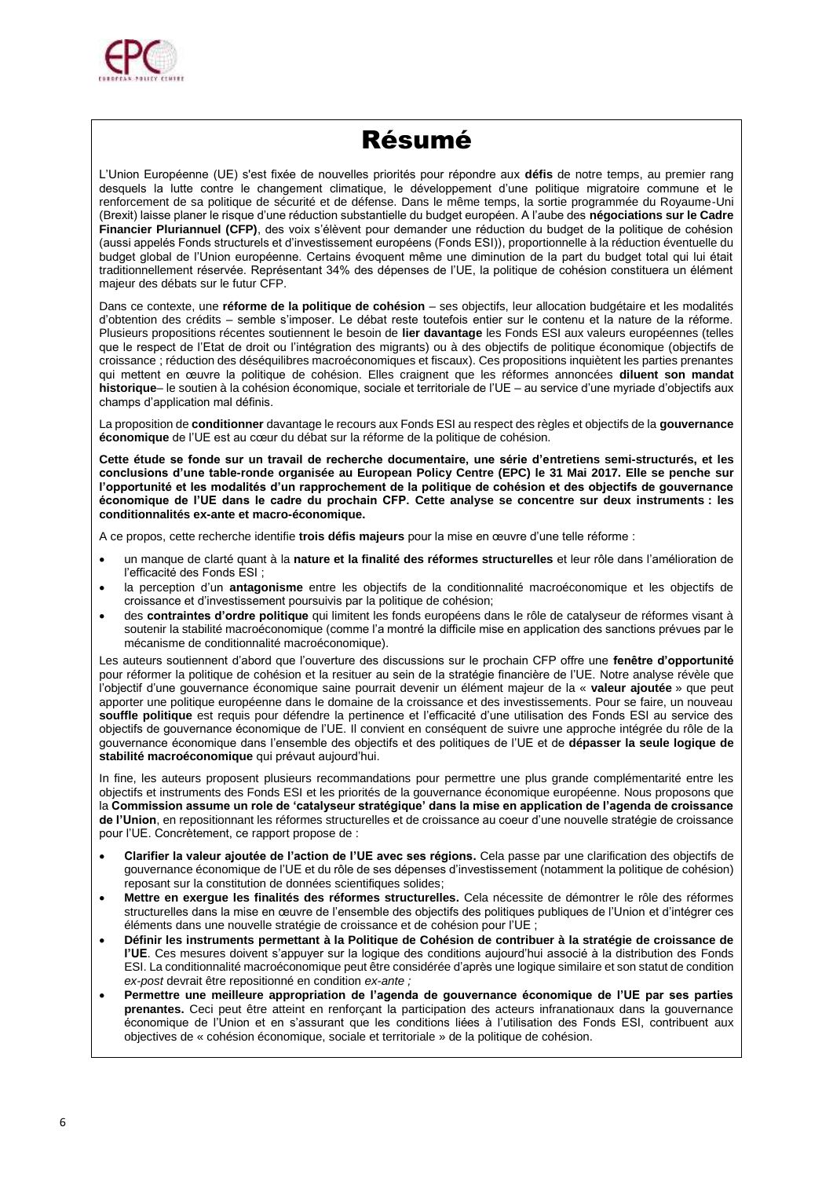# Résumé

L'Union Européenne (UE) s'est fixée de nouvelles priorités pour répondre aux **défis** de notre temps, au premier rang desquels la lutte contre le changement climatique, le développement d'une politique migratoire commune et le renforcement de sa politique de sécurité et de défense. Dans le même temps, la sortie programmée du Royaume-Uni (Brexit) laisse planer le risque d'une réduction substantielle du budget européen. A l'aube des **négociations sur le Cadre Financier Pluriannuel (CFP)**, des voix s'élèvent pour demander une réduction du budget de la politique de cohésion (aussi appelés Fonds structurels et d'investissement européens (Fonds ESI)), proportionnelle à la réduction éventuelle du budget global de l'Union européenne. Certains évoquent même une diminution de la part du budget total qui lui était traditionnellement réservée. Représentant 34% des dépenses de l'UE, la politique de cohésion constituera un élément majeur des débats sur le futur CFP.

Dans ce contexte, une **réforme de la politique de cohésion** – ses objectifs, leur allocation budgétaire et les modalités d'obtention des crédits – semble s'imposer. Le débat reste toutefois entier sur le contenu et la nature de la réforme. Plusieurs propositions récentes soutiennent le besoin de **lier davantage** les Fonds ESI aux valeurs européennes (telles que le respect de l'Etat de droit ou l'intégration des migrants) ou à des objectifs de politique économique (objectifs de croissance ; réduction des déséquilibres macroéconomiques et fiscaux). Ces propositions inquiètent les parties prenantes qui mettent en œuvre la politique de cohésion. Elles craignent que les réformes annoncées **diluent son mandat historique**– le soutien à la cohésion économique, sociale et territoriale de l'UE – au service d'une myriade d'objectifs aux champs d'application mal définis.

La proposition de **conditionner** davantage le recours aux Fonds ESI au respect des règles et objectifs de la **gouvernance économique** de l'UE est au cœur du débat sur la réforme de la politique de cohésion.

**Cette étude se fonde sur un travail de recherche documentaire, une série d'entretiens semi-structurés, et les conclusions d'une table-ronde organisée au European Policy Centre (EPC) le 31 Mai 2017. Elle se penche sur l'opportunité et les modalités d'un rapprochement de la politique de cohésion et des objectifs de gouvernance économique de l'UE dans le cadre du prochain CFP. Cette analyse se concentre sur deux instruments : les conditionnalités ex-ante et macro-économique.**

A ce propos, cette recherche identifie **trois défis majeurs** pour la mise en œuvre d'une telle réforme :

- un manque de clarté quant à la **nature et la finalité des réformes structurelles** et leur rôle dans l'amélioration de l'efficacité des Fonds ESI ;
- la perception d'un **antagonisme** entre les objectifs de la conditionnalité macroéconomique et les objectifs de croissance et d'investissement poursuivis par la politique de cohésion;
- des **contraintes d'ordre politique** qui limitent les fonds européens dans le rôle de catalyseur de réformes visant à soutenir la stabilité macroéconomique (comme l'a montré la difficile mise en application des sanctions prévues par le mécanisme de conditionnalité macroéconomique).

Les auteurs soutiennent d'abord que l'ouverture des discussions sur le prochain CFP offre une **fenêtre d'opportunité** pour réformer la politique de cohésion et la resituer au sein de la stratégie financière de l'UE. Notre analyse révèle que l'objectif d'une gouvernance économique saine pourrait devenir un élément majeur de la « **valeur ajoutée** » que peut apporter une politique européenne dans le domaine de la croissance et des investissements. Pour se faire, un nouveau **souffle politique** est requis pour défendre la pertinence et l'efficacité d'une utilisation des Fonds ESI au service des objectifs de gouvernance économique de l'UE. Il convient en conséquent de suivre une approche intégrée du rôle de la gouvernance économique dans l'ensemble des objectifs et des politiques de l'UE et de **dépasser la seule logique de stabilité macroéconomique** qui prévaut aujourd'hui.

In fine, les auteurs proposent plusieurs recommandations pour permettre une plus grande complémentarité entre les objectifs et instruments des Fonds ESI et les priorités de la gouvernance économique européenne. Nous proposons que la **Commission assume un role de 'catalyseur stratégique' dans la mise en application de l'agenda de croissance de l'Union**, en repositionnant les réformes structurelles et de croissance au coeur d'une nouvelle stratégie de croissance pour l'UE. Concrètement, ce rapport propose de :

- **Clarifier la valeur ajoutée de l'action de l'UE avec ses régions.** Cela passe par une clarification des objectifs de gouvernance économique de l'UE et du rôle de ses dépenses d'investissement (notamment la politique de cohésion) reposant sur la constitution de données scientifiques solides;
- **Mettre en exergue les finalités des réformes structurelles.** Cela nécessite de démontrer le rôle des réformes structurelles dans la mise en œuvre de l'ensemble des objectifs des politiques publiques de l'Union et d'intégrer ces éléments dans une nouvelle stratégie de croissance et de cohésion pour l'UE ;
- **Définir les instruments permettant à la Politique de Cohésion de contribuer à la stratégie de croissance de l'UE**. Ces mesures doivent s'appuyer sur la logique des conditions aujourd'hui associé à la distribution des Fonds ESI. La conditionnalité macroéconomique peut être considérée d'après une logique similaire et son statut de condition *ex-post* devrait être repositionné en condition *ex-ante ;*
- **Permettre une meilleure appropriation de l'agenda de gouvernance économique de l'UE par ses parties prenantes.** Ceci peut être atteint en renforçant la participation des acteurs infranationaux dans la gouvernance économique de l'Union et en s'assurant que les conditions liées à l'utilisation des Fonds ESI, contribuent aux objectives de « cohésion économique, sociale et territoriale » de la politique de cohésion.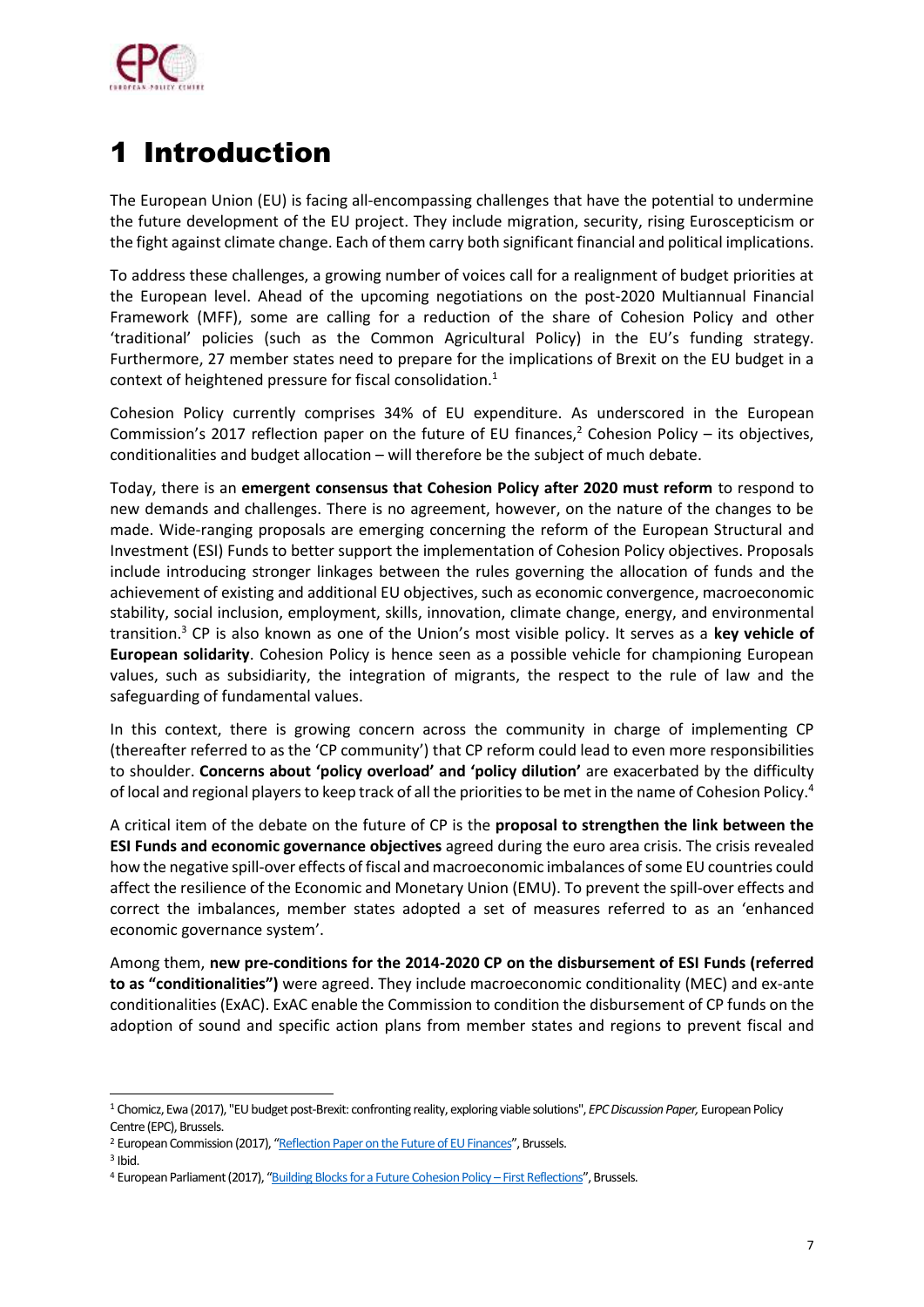# 1 Introduction

The European Union (EU) is facing all-encompassing challenges that have the potential to undermine the future development of the EU project. They include migration, security, rising Euroscepticism or the fight against climate change. Each of them carry both significant financial and political implications.

To address these challenges, a growing number of voices call for a realignment of budget priorities at the European level. Ahead of the upcoming negotiations on the post-2020 Multiannual Financial Framework (MFF), some are calling for a reduction of the share of Cohesion Policy and other 'traditional' policies (such as the Common Agricultural Policy) in the EU's funding strategy. Furthermore, 27 member states need to prepare for the implications of Brexit on the EU budget in a context of heightened pressure for fiscal consolidation.[1]

Cohesion Policy currently comprises 34% of EU expenditure. As underscored in the European Commission's 2017 reflection paper on the future of EU finances,[2] Cohesion Policy – its objectives, conditionalities and budget allocation – will therefore be the subject of much debate.

Today, there is an **emergent consensus that Cohesion Policy after 2020 must reform** to respond to new demands and challenges. There is no agreement, however, on the nature of the changes to be made. Wide-ranging proposals are emerging concerning the reform of the European Structural and Investment (ESI) Funds to better support the implementation of Cohesion Policy objectives. Proposals include introducing stronger linkages between the rules governing the allocation of funds and the achievement of existing and additional EU objectives, such as economic convergence, macroeconomic stability, social inclusion, employment, skills, innovation, climate change, energy, and environmental transition.[3] CP is also known as one of the Union's most visible policy. It serves as a **key vehicle of European solidarity**. Cohesion Policy is hence seen as a possible vehicle for championing European values, such as subsidiarity, the integration of migrants, the respect to the rule of law and the safeguarding of fundamental values.

In this context, there is growing concern across the community in charge of implementing CP (thereafter referred to as the 'CP community') that CP reform could lead to even more responsibilities to shoulder. **Concerns about 'policy overload' and 'policy dilution'** are exacerbated by the difficulty of local and regional players to keep track of all the priorities to be met in the name of Cohesion Policy.[4]

A critical item of the debate on the future of CP is the **proposal to strengthen the link between the ESI Funds and economic governance objectives** agreed during the euro area crisis. The crisis revealed how the negative spill-over effects of fiscal and macroeconomic imbalances of some EU countries could affect the resilience of the Economic and Monetary Union (EMU). To prevent the spill-over effects and correct the imbalances, member states adopted a set of measures referred to as an 'enhanced economic governance system'.

Among them, **new pre-conditions for the 2014-2020 CP on the disbursement of ESI Funds (referred to as "conditionalities")** were agreed. They include macroeconomic conditionality (MEC) and ex-ante conditionalities (ExAC). ExAC enable the Commission to condition the disbursement of CP funds on the adoption of sound and specific action plans from member states and regions to prevent fiscal and

---

[1] Chomicz, Ewa (2017), "EU budget post-Brexit: confronting reality, exploring viable solutions", *EPC Discussion Paper,* European Policy Centre (EPC), Brussels.

[2] European Commission (2017), "Reflection Paper on the Future of EU Finances", Brussels.

[3] Ibid.

[4] European Parliament (2017), "Building Blocks for a Future Cohesion Policy – First Reflections", Brussels.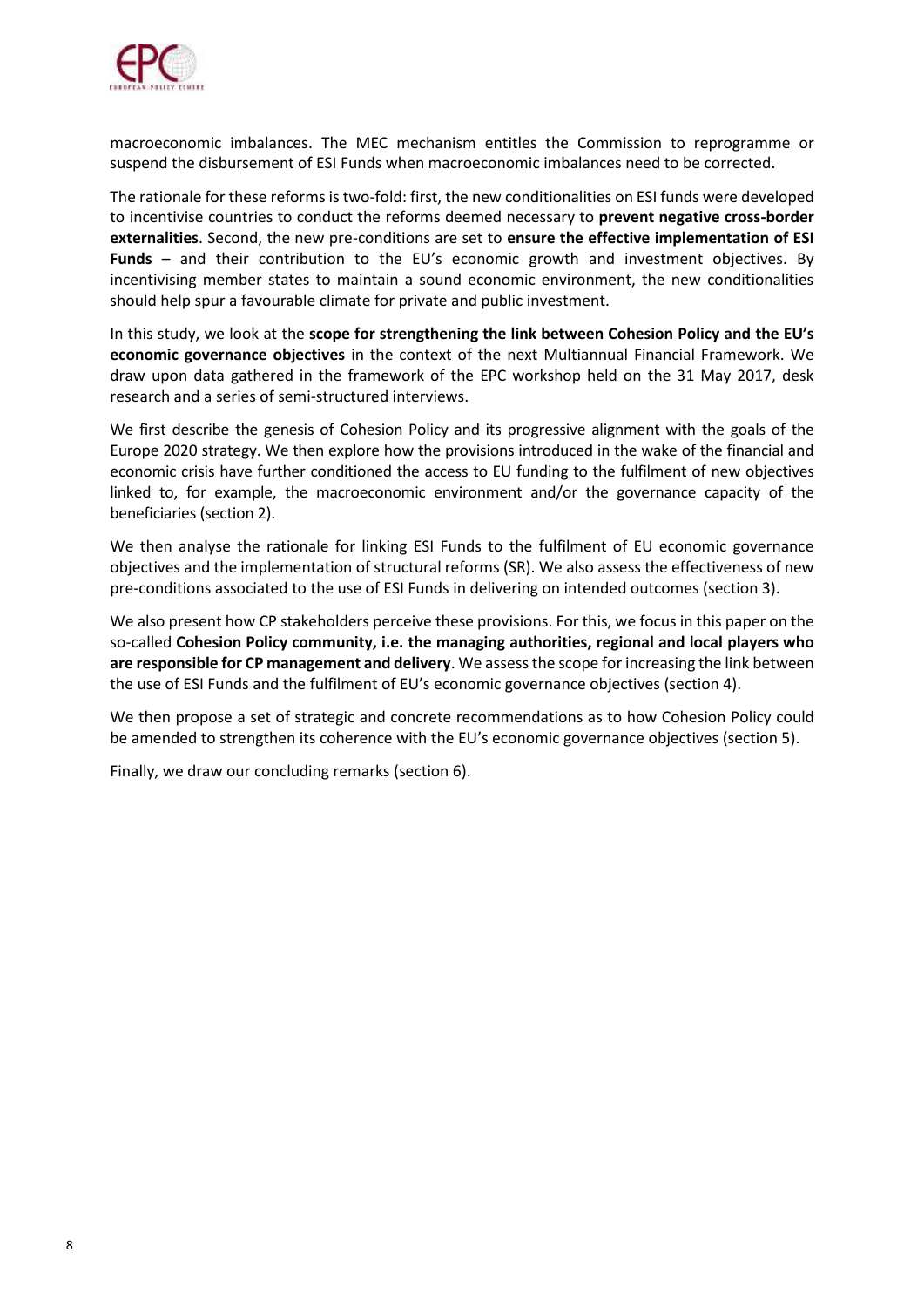macroeconomic imbalances. The MEC mechanism entitles the Commission to reprogramme or suspend the disbursement of ESI Funds when macroeconomic imbalances need to be corrected.

The rationale for these reforms is two-fold: first, the new conditionalities on ESI funds were developed to incentivise countries to conduct the reforms deemed necessary to **prevent negative cross-border externalities**. Second, the new pre-conditions are set to **ensure the effective implementation of ESI Funds** – and their contribution to the EU's economic growth and investment objectives. By incentivising member states to maintain a sound economic environment, the new conditionalities should help spur a favourable climate for private and public investment.

In this study, we look at the **scope for strengthening the link between Cohesion Policy and the EU's economic governance objectives** in the context of the next Multiannual Financial Framework. We draw upon data gathered in the framework of the EPC workshop held on the 31 May 2017, desk research and a series of semi-structured interviews.

We first describe the genesis of Cohesion Policy and its progressive alignment with the goals of the Europe 2020 strategy. We then explore how the provisions introduced in the wake of the financial and economic crisis have further conditioned the access to EU funding to the fulfilment of new objectives linked to, for example, the macroeconomic environment and/or the governance capacity of the beneficiaries (section 2).

We then analyse the rationale for linking ESI Funds to the fulfilment of EU economic governance objectives and the implementation of structural reforms (SR). We also assess the effectiveness of new pre-conditions associated to the use of ESI Funds in delivering on intended outcomes (section 3).

We also present how CP stakeholders perceive these provisions. For this, we focus in this paper on the so-called **Cohesion Policy community, i.e. the managing authorities, regional and local players who are responsible for CP management and delivery**. We assess the scope for increasing the link between the use of ESI Funds and the fulfilment of EU's economic governance objectives (section 4).

We then propose a set of strategic and concrete recommendations as to how Cohesion Policy could be amended to strengthen its coherence with the EU's economic governance objectives (section 5).

Finally, we draw our concluding remarks (section 6).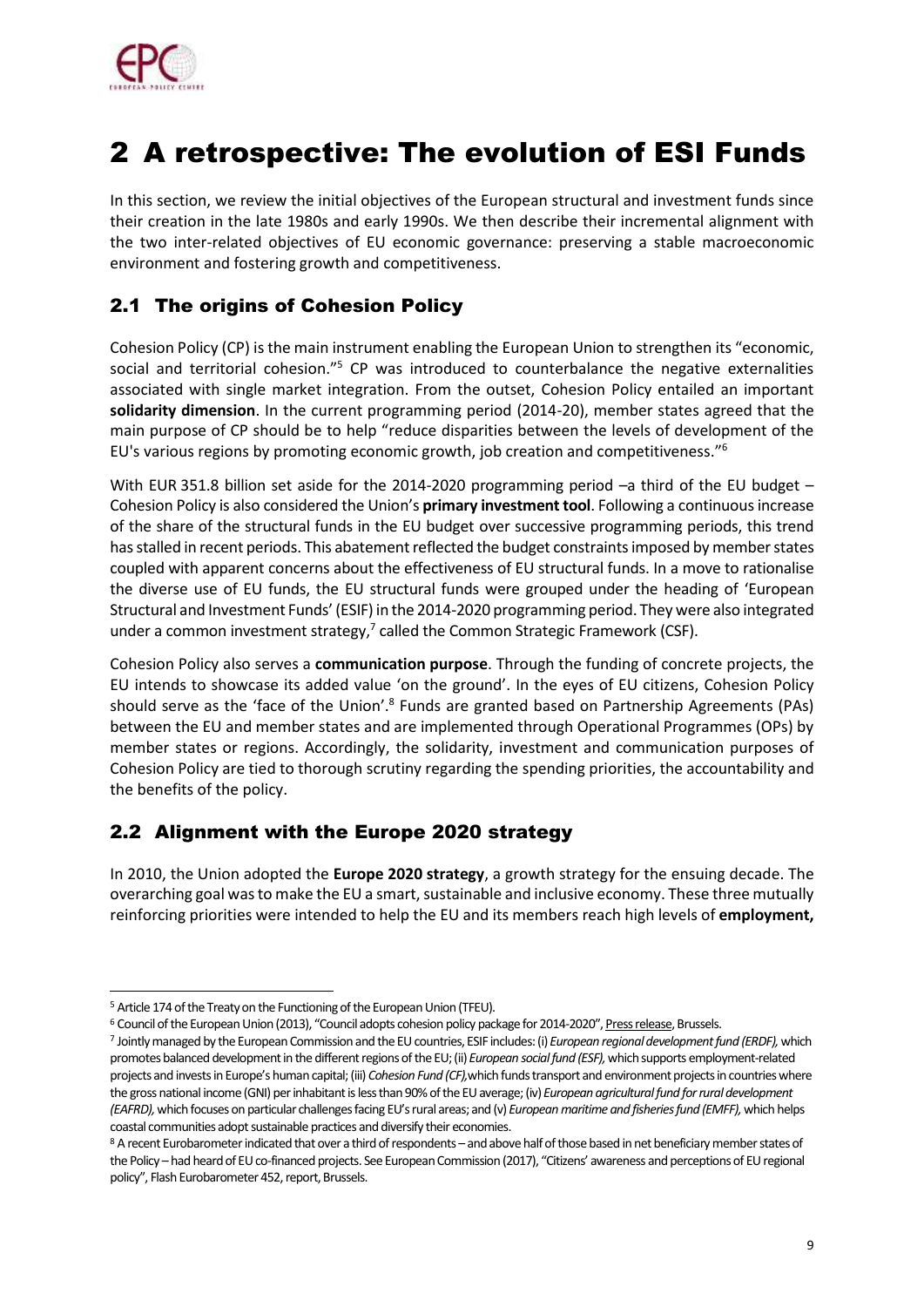# 2 A retrospective: The evolution of ESI Funds

In this section, we review the initial objectives of the European structural and investment funds since their creation in the late 1980s and early 1990s. We then describe their incremental alignment with the two inter-related objectives of EU economic governance: preserving a stable macroeconomic environment and fostering growth and competitiveness.

## 2.1 The origins of Cohesion Policy

Cohesion Policy (CP) is the main instrument enabling the European Union to strengthen its "economic, social and territorial cohesion."[5] CP was introduced to counterbalance the negative externalities associated with single market integration. From the outset, Cohesion Policy entailed an important **solidarity dimension**. In the current programming period (2014-20), member states agreed that the main purpose of CP should be to help "reduce disparities between the levels of development of the EU's various regions by promoting economic growth, job creation and competitiveness."[6]

With EUR 351.8 billion set aside for the 2014-2020 programming period –a third of the EU budget – Cohesion Policy is also considered the Union's **primary investment tool**. Following a continuous increase of the share of the structural funds in the EU budget over successive programming periods, this trend has stalled in recent periods. This abatement reflected the budget constraints imposed by member states coupled with apparent concerns about the effectiveness of EU structural funds. In a move to rationalise the diverse use of EU funds, the EU structural funds were grouped under the heading of 'European Structural and Investment Funds' (ESIF) in the 2014-2020 programming period. They were also integrated under a common investment strategy,[7] called the Common Strategic Framework (CSF).

Cohesion Policy also serves a **communication purpose**. Through the funding of concrete projects, the EU intends to showcase its added value 'on the ground'. In the eyes of EU citizens, Cohesion Policy should serve as the 'face of the Union'.[8] Funds are granted based on Partnership Agreements (PAs) between the EU and member states and are implemented through Operational Programmes (OPs) by member states or regions. Accordingly, the solidarity, investment and communication purposes of Cohesion Policy are tied to thorough scrutiny regarding the spending priorities, the accountability and the benefits of the policy.

## 2.2 Alignment with the Europe 2020 strategy

In 2010, the Union adopted the **Europe 2020 strategy**, a growth strategy for the ensuing decade. The overarching goal was to make the EU a smart, sustainable and inclusive economy. These three mutually reinforcing priorities were intended to help the EU and its members reach high levels of **employment,**

---

[5] Article 174 of the Treaty on the Functioning of the European Union (TFEU).

[6] Council of the European Union (2013), "Council adopts cohesion policy package for 2014-2020", Press release, Brussels.

[7] Jointly managed by the European Commission and the EU countries, ESIF includes: (i) *European regional development fund (ERDF),* which promotes balanced development in the different regions of the EU; (ii) *European social fund (ESF),* which supports employment-related projects and invests in Europe's human capital; (iii) *Cohesion Fund (CF),* which funds transport and environment projects in countries where the gross national income (GNI) per inhabitant is less than 90% of the EU average; (iv) *European agricultural fund for rural development (EAFRD),* which focuses on particular challenges facing EU's rural areas; and (v) *European maritime and fisheries fund (EMFF),* which helps coastal communities adopt sustainable practices and diversify their economies.

[8] A recent Eurobarometer indicated that over a third of respondents – and above half of those based in net beneficiary member states of the Policy – had heard of EU co-financed projects. See European Commission (2017), "Citizens' awareness and perceptions of EU regional policy", Flash Eurobarometer 452, report, Brussels.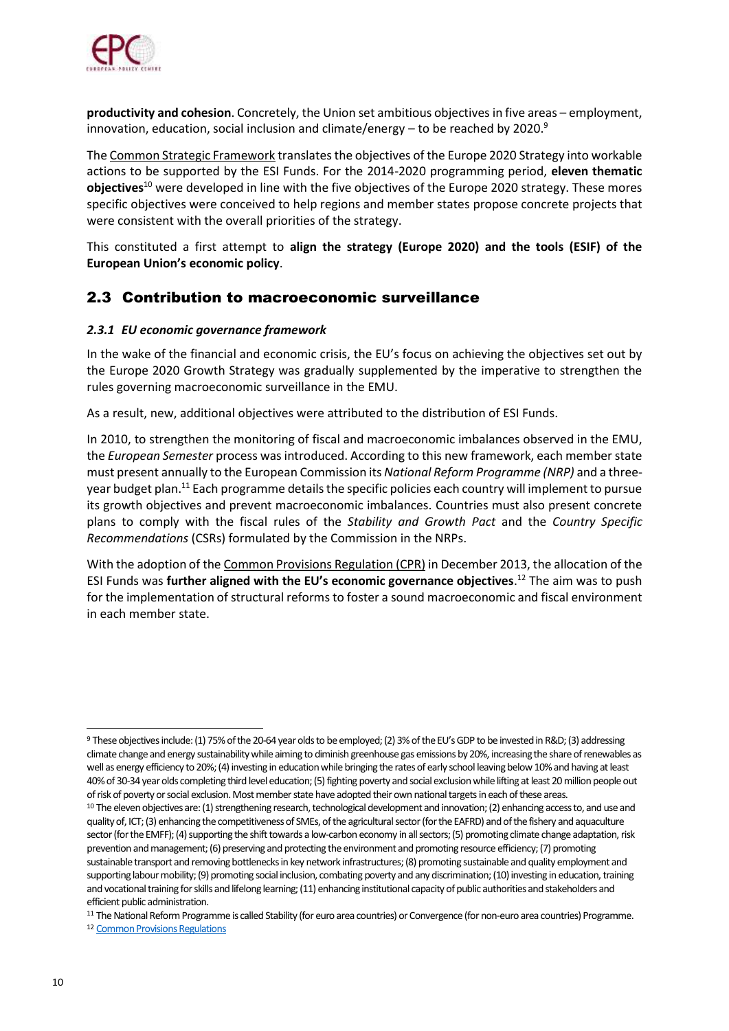**productivity and cohesion**. Concretely, the Union set ambitious objectives in five areas – employment, innovation, education, social inclusion and climate/energy – to be reached by 2020.[9]

The Common Strategic Framework translates the objectives of the Europe 2020 Strategy into workable actions to be supported by the ESI Funds. For the 2014-2020 programming period, **eleven thematic objectives**[10] were developed in line with the five objectives of the Europe 2020 strategy. These mores specific objectives were conceived to help regions and member states propose concrete projects that were consistent with the overall priorities of the strategy.

This constituted a first attempt to **align the strategy (Europe 2020) and the tools (ESIF) of the European Union's economic policy**.

## 2.3 Contribution to macroeconomic surveillance

### *2.3.1 EU economic governance framework*

In the wake of the financial and economic crisis, the EU's focus on achieving the objectives set out by the Europe 2020 Growth Strategy was gradually supplemented by the imperative to strengthen the rules governing macroeconomic surveillance in the EMU.

As a result, new, additional objectives were attributed to the distribution of ESI Funds.

In 2010, to strengthen the monitoring of fiscal and macroeconomic imbalances observed in the EMU, the *European Semester* process was introduced. According to this new framework, each member state must present annually to the European Commission its *National Reform Programme (NRP)* and a three-year budget plan.[11] Each programme details the specific policies each country will implement to pursue its growth objectives and prevent macroeconomic imbalances. Countries must also present concrete plans to comply with the fiscal rules of the *Stability and Growth Pact* and the *Country Specific Recommendations* (CSRs) formulated by the Commission in the NRPs.

With the adoption of the Common Provisions Regulation (CPR) in December 2013, the allocation of the ESI Funds was **further aligned with the EU's economic governance objectives**.[12] The aim was to push for the implementation of structural reforms to foster a sound macroeconomic and fiscal environment in each member state.

---

[9] These objectives include: (1) 75% of the 20-64 year olds to be employed; (2) 3% of the EU's GDP to be invested in R&D; (3) addressing climate change and energy sustainability while aiming to diminish greenhouse gas emissions by 20%, increasing the share of renewables as well as energy efficiency to 20%; (4) investing in education while bringing the rates of early school leaving below 10% and having at least 40% of 30-34 year olds completing third level education; (5) fighting poverty and social exclusion while lifting at least 20 million people out of risk of poverty or social exclusion. Most member state have adopted their own national targets in each of these areas.

[10] The eleven objectives are: (1) strengthening research, technological development and innovation; (2) enhancing access to, and use and quality of, ICT; (3) enhancing the competitiveness of SMEs, of the agricultural sector (for the EAFRD) and of the fishery and aquaculture sector (for the EMFF); (4) supporting the shift towards a low-carbon economy in all sectors; (5) promoting climate change adaptation, risk prevention and management; (6) preserving and protecting the environment and promoting resource efficiency; (7) promoting sustainable transport and removing bottlenecks in key network infrastructures; (8) promoting sustainable and quality employment and supporting labour mobility; (9) promoting social inclusion, combating poverty and any discrimination; (10) investing in education, training and vocational training for skills and lifelong learning; (11) enhancing institutional capacity of public authorities and stakeholders and efficient public administration.

[11] The National Reform Programme is called Stability (for euro area countries) or Convergence (for non-euro area countries) Programme.

[12] Common Provisions Regulations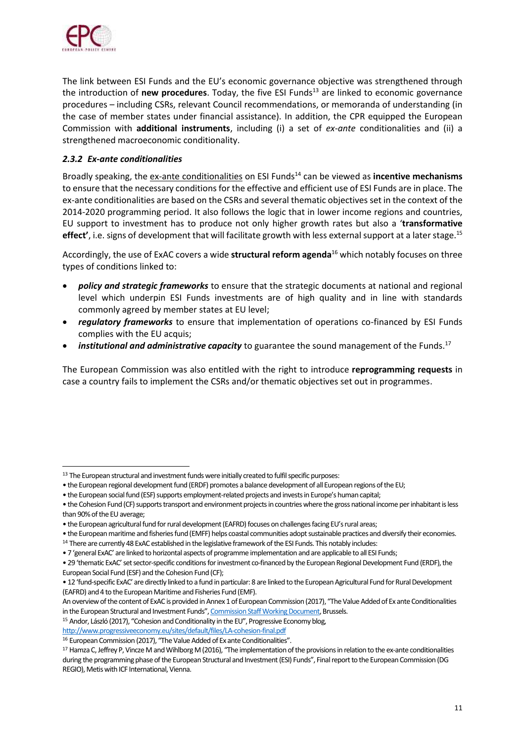The link between ESI Funds and the EU's economic governance objective was strengthened through the introduction of **new procedures**. Today, the five ESI Funds[13] are linked to economic governance procedures – including CSRs, relevant Council recommendations, or memoranda of understanding (in the case of member states under financial assistance). In addition, the CPR equipped the European Commission with **additional instruments**, including (i) a set of *ex-ante* conditionalities and (ii) a strengthened macroeconomic conditionality.

### *2.3.2 Ex-ante conditionalities*

Broadly speaking, the ex-ante conditionalities on ESI Funds[14] can be viewed as **incentive mechanisms** to ensure that the necessary conditions for the effective and efficient use of ESI Funds are in place. The ex-ante conditionalities are based on the CSRs and several thematic objectives set in the context of the 2014-2020 programming period. It also follows the logic that in lower income regions and countries, EU support to investment has to produce not only higher growth rates but also a '**transformative effect'**, i.e. signs of development that will facilitate growth with less external support at a later stage.[15]

Accordingly, the use of ExAC covers a wide **structural reform agenda**[16] which notably focuses on three types of conditions linked to:

- ***policy and strategic frameworks*** to ensure that the strategic documents at national and regional level which underpin ESI Funds investments are of high quality and in line with standards commonly agreed by member states at EU level;
- ***regulatory frameworks*** to ensure that implementation of operations co-financed by ESI Funds complies with the EU acquis;
- ***institutional and administrative capacity*** to guarantee the sound management of the Funds.[17]

The European Commission was also entitled with the right to introduce **reprogramming requests** in case a country fails to implement the CSRs and/or thematic objectives set out in programmes.

---

[13] The European structural and investment funds were initially created to fulfil specific purposes:
• the European regional development fund (ERDF) promotes a balance development of all European regions of the EU;
• the European social fund (ESF) supports employment-related projects and invests in Europe's human capital;
• the Cohesion Fund (CF) supports transport and environment projects in countries where the gross national income per inhabitant is less than 90% of the EU average;
• the European agricultural fund for rural development (EAFRD) focuses on challenges facing EU's rural areas;
• the European maritime and fisheries fund (EMFF) helps coastal communities adopt sustainable practices and diversify their economies.

[14] There are currently 48 ExAC established in the legislative framework of the ESI Funds. This notably includes:
• 7 'general ExAC' are linked to horizontal aspects of programme implementation and are applicable to all ESI Funds;
• 29 'thematic ExAC' set sector-specific conditions for investment co-financed by the European Regional Development Fund (ERDF), the European Social Fund (ESF) and the Cohesion Fund (CF);
• 12 'fund-specific ExAC' are directly linked to a fund in particular: 8 are linked to the European Agricultural Fund for Rural Development (EAFRD) and 4 to the European Maritime and Fisheries Fund (EMF).
An overview of the content of ExAC is provided in Annex 1 of European Commission (2017), "The Value Added of Ex ante Conditionalities in the European Structural and Investment Funds", Commission Staff Working Document, Brussels.

[15] Andor, László (2017), "Cohesion and Conditionality in the EU", Progressive Economy blog, http://www.progressiveeconomy.eu/sites/default/files/LA-cohesion-final.pdf

[16] European Commission (2017), "The Value Added of Ex ante Conditionalities".

[17] Hamza C, Jeffrey P, Vincze M and Wihlborg M (2016), "The implementation of the provisions in relation to the ex-ante conditionalities during the programming phase of the European Structural and Investment (ESI) Funds", Final report to the European Commission (DG REGIO), Metis with ICF International, Vienna.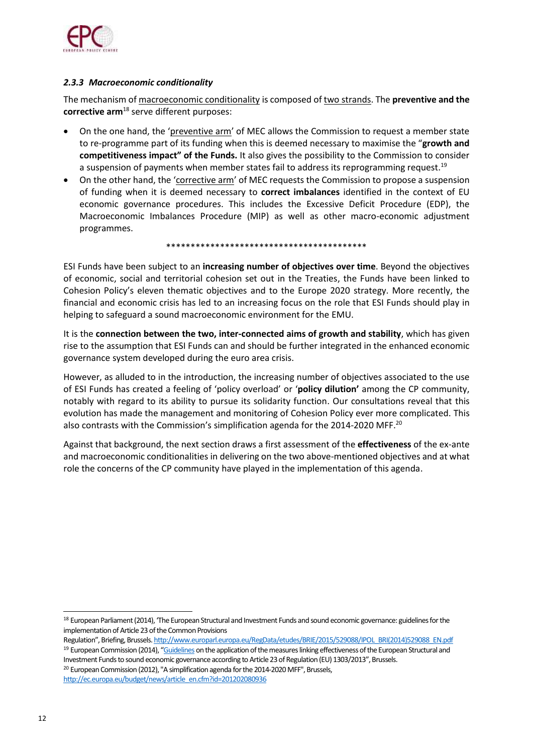### *2.3.3 Macroeconomic conditionality*

The mechanism of macroeconomic conditionality is composed of two strands. The **preventive and the corrective arm**[18] serve different purposes:

- On the one hand, the 'preventive arm' of MEC allows the Commission to request a member state to re-programme part of its funding when this is deemed necessary to maximise the "**growth and competitiveness impact" of the Funds.** It also gives the possibility to the Commission to consider a suspension of payments when member states fail to address its reprogramming request.[19]
- On the other hand, the 'corrective arm' of MEC requests the Commission to propose a suspension of funding when it is deemed necessary to **correct imbalances** identified in the context of EU economic governance procedures. This includes the Excessive Deficit Procedure (EDP), the Macroeconomic Imbalances Procedure (MIP) as well as other macro-economic adjustment programmes.

*****************************************

ESI Funds have been subject to an **increasing number of objectives over time**. Beyond the objectives of economic, social and territorial cohesion set out in the Treaties, the Funds have been linked to Cohesion Policy's eleven thematic objectives and to the Europe 2020 strategy. More recently, the financial and economic crisis has led to an increasing focus on the role that ESI Funds should play in helping to safeguard a sound macroeconomic environment for the EMU.

It is the **connection between the two, inter-connected aims of growth and stability**, which has given rise to the assumption that ESI Funds can and should be further integrated in the enhanced economic governance system developed during the euro area crisis.

However, as alluded to in the introduction, the increasing number of objectives associated to the use of ESI Funds has created a feeling of 'policy overload' or '**policy dilution'** among the CP community, notably with regard to its ability to pursue its solidarity function. Our consultations reveal that this evolution has made the management and monitoring of Cohesion Policy ever more complicated. This also contrasts with the Commission's simplification agenda for the 2014-2020 MFF.[20]

Against that background, the next section draws a first assessment of the **effectiveness** of the ex-ante and macroeconomic conditionalities in delivering on the two above-mentioned objectives and at what role the concerns of the CP community have played in the implementation of this agenda.

---

[18] European Parliament (2014), 'The European Structural and Investment Funds and sound economic governance: guidelines for the implementation of Article 23 of the Common Provisions Regulation", Briefing, Brussels. http://www.europarl.europa.eu/RegData/etudes/BRIE/2015/529088/IPOL_BRI(2014)529088_EN.pdf

[19] European Commission (2014), "Guidelines on the application of the measures linking effectiveness of the European Structural and Investment Funds to sound economic governance according to Article 23 of Regulation (EU) 1303/2013", Brussels.

[20] European Commission (2012), "A simplification agenda for the 2014-2020 MFF", Brussels, http://ec.europa.eu/budget/news/article_en.cfm?id=201202080936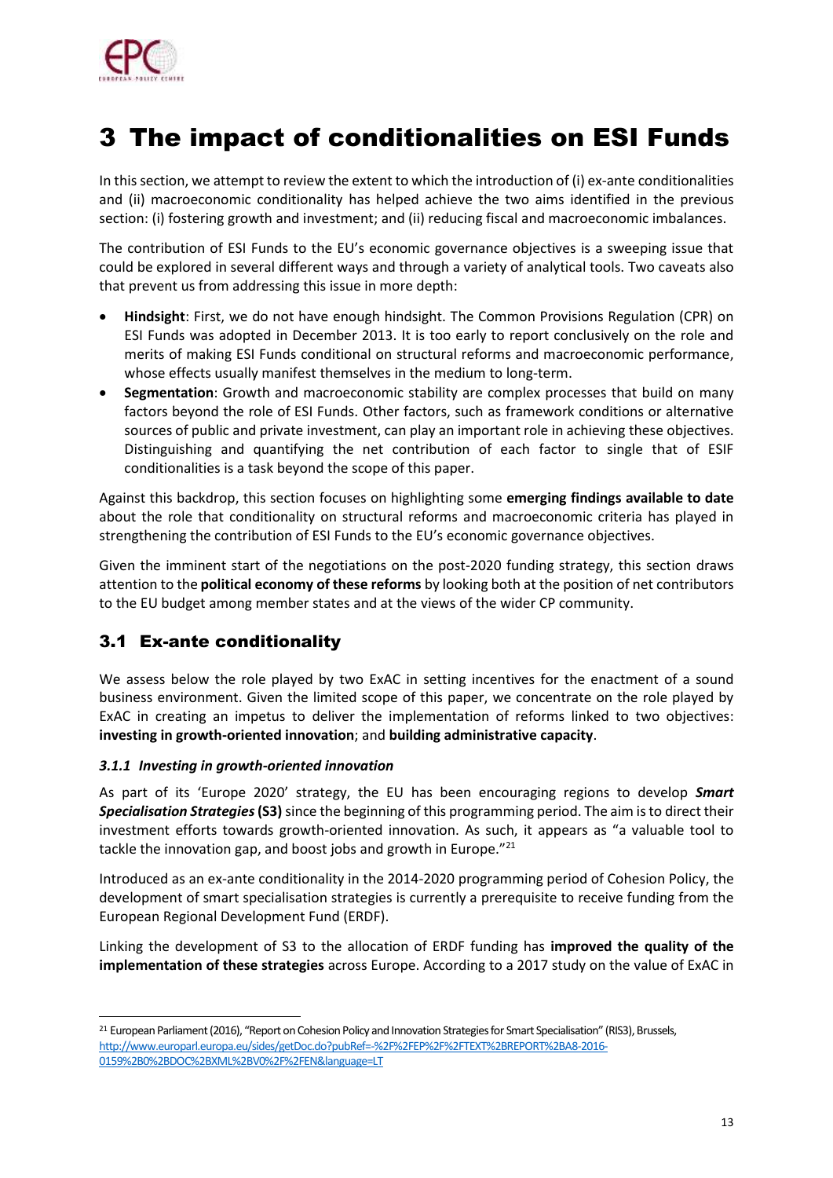# 3 The impact of conditionalities on ESI Funds

In this section, we attempt to review the extent to which the introduction of (i) ex-ante conditionalities and (ii) macroeconomic conditionality has helped achieve the two aims identified in the previous section: (i) fostering growth and investment; and (ii) reducing fiscal and macroeconomic imbalances.

The contribution of ESI Funds to the EU's economic governance objectives is a sweeping issue that could be explored in several different ways and through a variety of analytical tools. Two caveats also that prevent us from addressing this issue in more depth:

- **Hindsight**: First, we do not have enough hindsight. The Common Provisions Regulation (CPR) on ESI Funds was adopted in December 2013. It is too early to report conclusively on the role and merits of making ESI Funds conditional on structural reforms and macroeconomic performance, whose effects usually manifest themselves in the medium to long-term.
- **Segmentation**: Growth and macroeconomic stability are complex processes that build on many factors beyond the role of ESI Funds. Other factors, such as framework conditions or alternative sources of public and private investment, can play an important role in achieving these objectives. Distinguishing and quantifying the net contribution of each factor to single that of ESIF conditionalities is a task beyond the scope of this paper.

Against this backdrop, this section focuses on highlighting some **emerging findings available to date** about the role that conditionality on structural reforms and macroeconomic criteria has played in strengthening the contribution of ESI Funds to the EU's economic governance objectives.

Given the imminent start of the negotiations on the post-2020 funding strategy, this section draws attention to the **political economy of these reforms** by looking both at the position of net contributors to the EU budget among member states and at the views of the wider CP community.

## 3.1 Ex-ante conditionality

We assess below the role played by two ExAC in setting incentives for the enactment of a sound business environment. Given the limited scope of this paper, we concentrate on the role played by ExAC in creating an impetus to deliver the implementation of reforms linked to two objectives: **investing in growth-oriented innovation**; and **building administrative capacity**.

### *3.1.1 Investing in growth-oriented innovation*

As part of its 'Europe 2020' strategy, the EU has been encouraging regions to develop ***Smart Specialisation Strategies*** **(S3)** since the beginning of this programming period. The aim is to direct their investment efforts towards growth-oriented innovation. As such, it appears as "a valuable tool to tackle the innovation gap, and boost jobs and growth in Europe."[21]

Introduced as an ex-ante conditionality in the 2014-2020 programming period of Cohesion Policy, the development of smart specialisation strategies is currently a prerequisite to receive funding from the European Regional Development Fund (ERDF).

Linking the development of S3 to the allocation of ERDF funding has **improved the quality of the implementation of these strategies** across Europe. According to a 2017 study on the value of ExAC in

---

[21] European Parliament (2016), "Report on Cohesion Policy and Innovation Strategies for Smart Specialisation" (RIS3), Brussels, http://www.europarl.europa.eu/sides/getDoc.do?pubRef=-%2F%2FEP%2F%2FTEXT%2BREPORT%2BA8-2016-0159%2B0%2BDOC%2BXML%2BV0%2F%2FEN&language=LT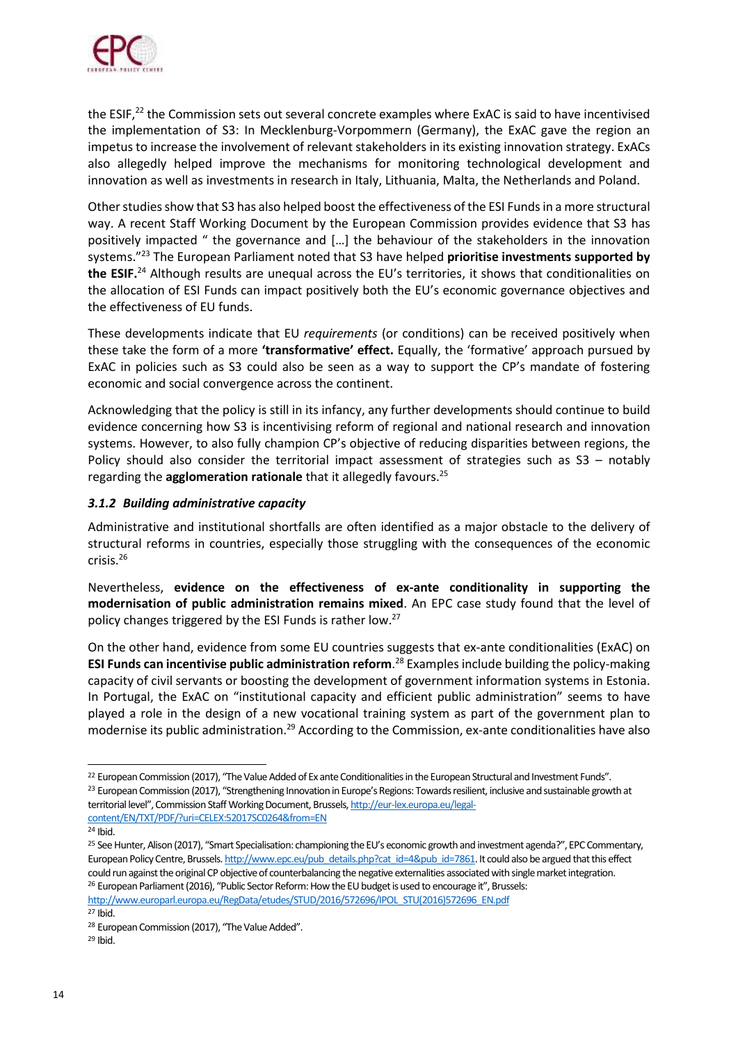the ESIF,[22] the Commission sets out several concrete examples where ExAC is said to have incentivised the implementation of S3: In Mecklenburg-Vorpommern (Germany), the ExAC gave the region an impetus to increase the involvement of relevant stakeholders in its existing innovation strategy. ExACs also allegedly helped improve the mechanisms for monitoring technological development and innovation as well as investments in research in Italy, Lithuania, Malta, the Netherlands and Poland.

Other studies show that S3 has also helped boost the effectiveness of the ESI Funds in a more structural way. A recent Staff Working Document by the European Commission provides evidence that S3 has positively impacted " the governance and […] the behaviour of the stakeholders in the innovation systems."[23] The European Parliament noted that S3 have helped **prioritise investments supported by the ESIF.**[24] Although results are unequal across the EU's territories, it shows that conditionalities on the allocation of ESI Funds can impact positively both the EU's economic governance objectives and the effectiveness of EU funds.

These developments indicate that EU *requirements* (or conditions) can be received positively when these take the form of a more **'transformative' effect.** Equally, the 'formative' approach pursued by ExAC in policies such as S3 could also be seen as a way to support the CP's mandate of fostering economic and social convergence across the continent.

Acknowledging that the policy is still in its infancy, any further developments should continue to build evidence concerning how S3 is incentivising reform of regional and national research and innovation systems. However, to also fully champion CP's objective of reducing disparities between regions, the Policy should also consider the territorial impact assessment of strategies such as S3 – notably regarding the **agglomeration rationale** that it allegedly favours.[25]

### *3.1.2 Building administrative capacity*

Administrative and institutional shortfalls are often identified as a major obstacle to the delivery of structural reforms in countries, especially those struggling with the consequences of the economic crisis.[26]

Nevertheless, **evidence on the effectiveness of ex-ante conditionality in supporting the modernisation of public administration remains mixed**. An EPC case study found that the level of policy changes triggered by the ESI Funds is rather low.[27]

On the other hand, evidence from some EU countries suggests that ex-ante conditionalities (ExAC) on **ESI Funds can incentivise public administration reform**.[28] Examples include building the policy-making capacity of civil servants or boosting the development of government information systems in Estonia. In Portugal, the ExAC on "institutional capacity and efficient public administration" seems to have played a role in the design of a new vocational training system as part of the government plan to modernise its public administration.[29] According to the Commission, ex-ante conditionalities have also

---

[22] European Commission (2017), "The Value Added of Ex ante Conditionalities in the European Structural and Investment Funds".

[23] European Commission (2017), "Strengthening Innovation in Europe's Regions: Towards resilient, inclusive and sustainable growth at territorial level", Commission Staff Working Document, Brussels, http://eur-lex.europa.eu/legal-content/EN/TXT/PDF/?uri=CELEX:52017SC0264&from=EN

[24] Ibid.

[25] See Hunter, Alison (2017), "Smart Specialisation: championing the EU's economic growth and investment agenda?", EPC Commentary, European Policy Centre, Brussels. http://www.epc.eu/pub_details.php?cat_id=4&pub_id=7861. It could also be argued that this effect could run against the original CP objective of counterbalancing the negative externalities associated with single market integration.

[26] European Parliament (2016), "Public Sector Reform: How the EU budget is used to encourage it", Brussels: http://www.europarl.europa.eu/RegData/etudes/STUD/2016/572696/IPOL_STU(2016)572696_EN.pdf

[27] Ibid.

[28] European Commission (2017), "The Value Added".

[29] Ibid.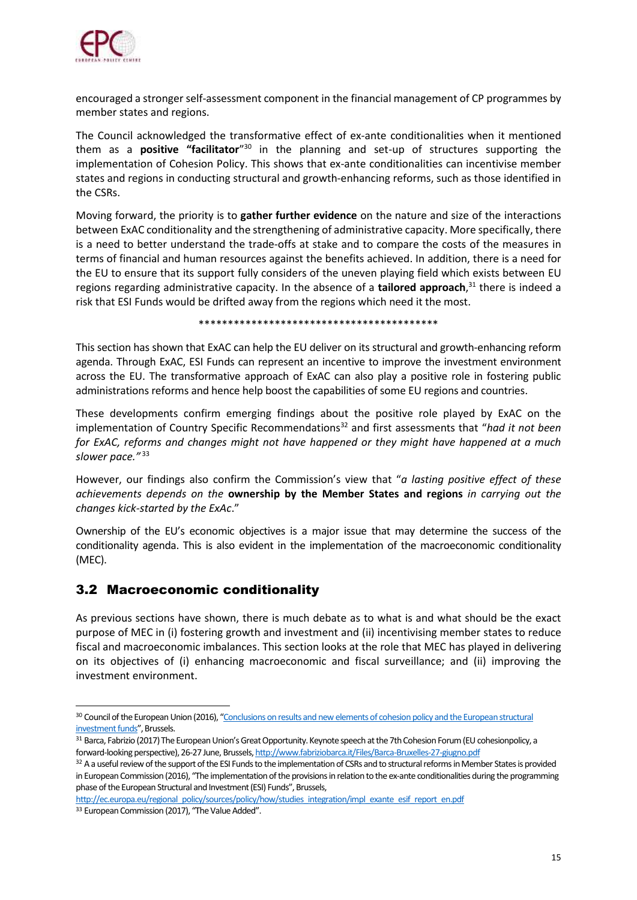encouraged a stronger self-assessment component in the financial management of CP programmes by member states and regions.

The Council acknowledged the transformative effect of ex-ante conditionalities when it mentioned them as a **positive "facilitator**"[30] in the planning and set-up of structures supporting the implementation of Cohesion Policy. This shows that ex-ante conditionalities can incentivise member states and regions in conducting structural and growth-enhancing reforms, such as those identified in the CSRs.

Moving forward, the priority is to **gather further evidence** on the nature and size of the interactions between ExAC conditionality and the strengthening of administrative capacity. More specifically, there is a need to better understand the trade-offs at stake and to compare the costs of the measures in terms of financial and human resources against the benefits achieved. In addition, there is a need for the EU to ensure that its support fully considers of the uneven playing field which exists between EU regions regarding administrative capacity. In the absence of a **tailored approach**,[31] there is indeed a risk that ESI Funds would be drifted away from the regions which need it the most.

*****************************************

This section has shown that ExAC can help the EU deliver on its structural and growth-enhancing reform agenda. Through ExAC, ESI Funds can represent an incentive to improve the investment environment across the EU. The transformative approach of ExAC can also play a positive role in fostering public administrations reforms and hence help boost the capabilities of some EU regions and countries.

These developments confirm emerging findings about the positive role played by ExAC on the implementation of Country Specific Recommendations[32] and first assessments that "*had it not been for ExAC, reforms and changes might not have happened or they might have happened at a much slower pace.*"[33]

However, our findings also confirm the Commission's view that "*a lasting positive effect of these achievements depends on the* **ownership by the Member States and regions** *in carrying out the changes kick-started by the ExAc*."

Ownership of the EU's economic objectives is a major issue that may determine the success of the conditionality agenda. This is also evident in the implementation of the macroeconomic conditionality (MEC).

## 3.2 Macroeconomic conditionality

As previous sections have shown, there is much debate as to what is and what should be the exact purpose of MEC in (i) fostering growth and investment and (ii) incentivising member states to reduce fiscal and macroeconomic imbalances. This section looks at the role that MEC has played in delivering on its objectives of (i) enhancing macroeconomic and fiscal surveillance; and (ii) improving the investment environment.

---

[30] Council of the European Union (2016), "Conclusions on results and new elements of cohesion policy and the European structural investment funds", Brussels.

[31] Barca, Fabrizio (2017) The European Union's Great Opportunity. Keynote speech at the 7th Cohesion Forum (EU cohesionpolicy, a forward-looking perspective), 26-27 June, Brussels, http://www.fabriziobarca.it/Files/Barca-Bruxelles-27-giugno.pdf

[32] A a useful review of the support of the ESI Funds to the implementation of CSRs and to structural reforms in Member States is provided in European Commission (2016), "The implementation of the provisions in relation to the ex-ante conditionalities during the programming phase of the European Structural and Investment (ESI) Funds", Brussels, http://ec.europa.eu/regional_policy/sources/policy/how/studies_integration/impl_exante_esif_report_en.pdf

[33] European Commission (2017), "The Value Added".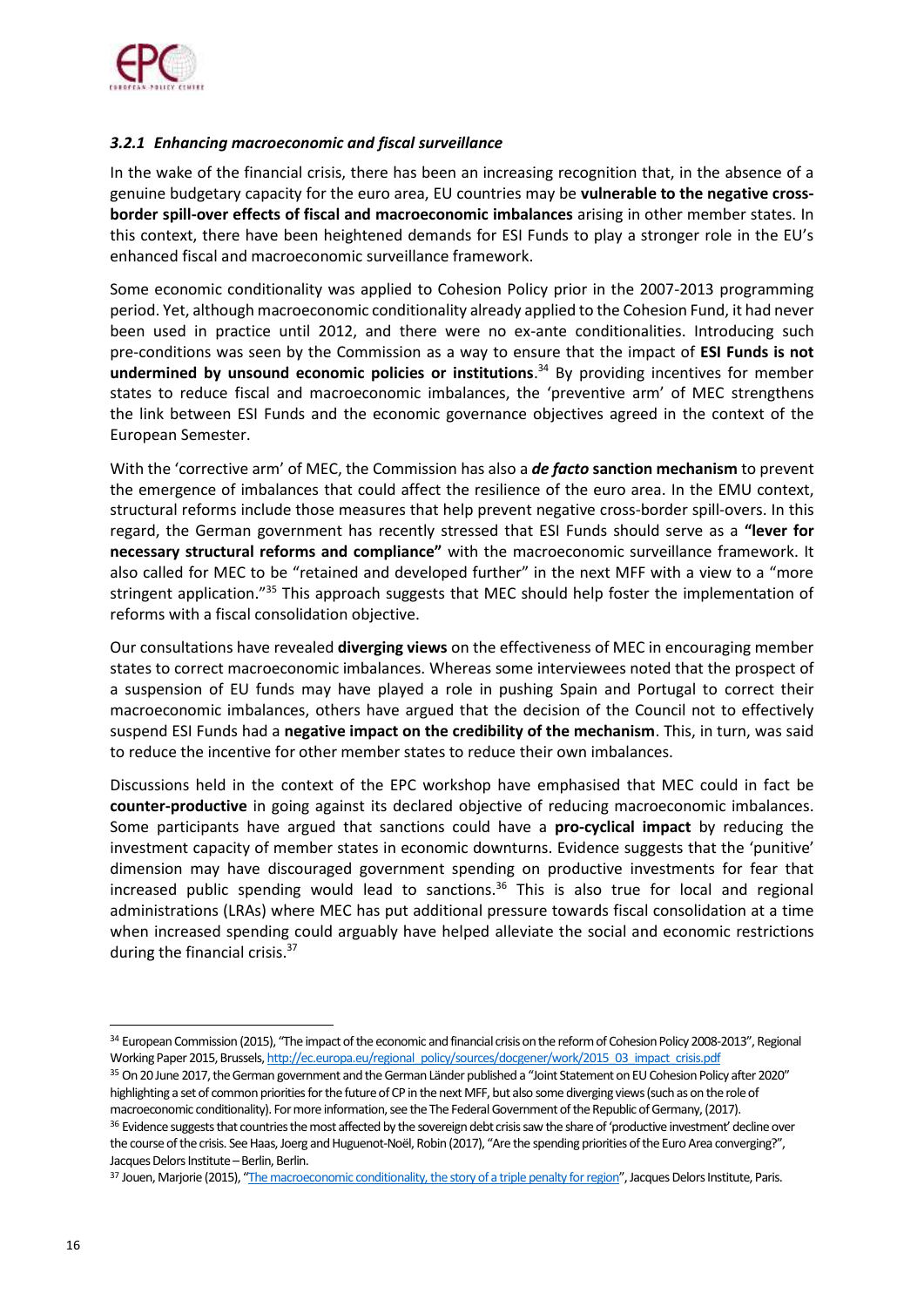### *3.2.1 Enhancing macroeconomic and fiscal surveillance*

In the wake of the financial crisis, there has been an increasing recognition that, in the absence of a genuine budgetary capacity for the euro area, EU countries may be **vulnerable to the negative cross-border spill-over effects of fiscal and macroeconomic imbalances** arising in other member states. In this context, there have been heightened demands for ESI Funds to play a stronger role in the EU's enhanced fiscal and macroeconomic surveillance framework.

Some economic conditionality was applied to Cohesion Policy prior in the 2007-2013 programming period. Yet, although macroeconomic conditionality already applied to the Cohesion Fund, it had never been used in practice until 2012, and there were no ex-ante conditionalities. Introducing such pre-conditions was seen by the Commission as a way to ensure that the impact of **ESI Funds is not undermined by unsound economic policies or institutions**.[34] By providing incentives for member states to reduce fiscal and macroeconomic imbalances, the 'preventive arm' of MEC strengthens the link between ESI Funds and the economic governance objectives agreed in the context of the European Semester.

With the 'corrective arm' of MEC, the Commission has also a ***de facto*** **sanction mechanism** to prevent the emergence of imbalances that could affect the resilience of the euro area. In the EMU context, structural reforms include those measures that help prevent negative cross-border spill-overs. In this regard, the German government has recently stressed that ESI Funds should serve as a **"lever for necessary structural reforms and compliance"** with the macroeconomic surveillance framework. It also called for MEC to be "retained and developed further" in the next MFF with a view to a "more stringent application."[35] This approach suggests that MEC should help foster the implementation of reforms with a fiscal consolidation objective.

Our consultations have revealed **diverging views** on the effectiveness of MEC in encouraging member states to correct macroeconomic imbalances. Whereas some interviewees noted that the prospect of a suspension of EU funds may have played a role in pushing Spain and Portugal to correct their macroeconomic imbalances, others have argued that the decision of the Council not to effectively suspend ESI Funds had a **negative impact on the credibility of the mechanism**. This, in turn, was said to reduce the incentive for other member states to reduce their own imbalances.

Discussions held in the context of the EPC workshop have emphasised that MEC could in fact be **counter-productive** in going against its declared objective of reducing macroeconomic imbalances. Some participants have argued that sanctions could have a **pro-cyclical impact** by reducing the investment capacity of member states in economic downturns. Evidence suggests that the 'punitive' dimension may have discouraged government spending on productive investments for fear that increased public spending would lead to sanctions.[36] This is also true for local and regional administrations (LRAs) where MEC has put additional pressure towards fiscal consolidation at a time when increased spending could arguably have helped alleviate the social and economic restrictions during the financial crisis.[37]

---

[34] European Commission (2015), "The impact of the economic and financial crisis on the reform of Cohesion Policy 2008-2013", Regional Working Paper 2015, Brussels, http://ec.europa.eu/regional_policy/sources/docgener/work/2015_03_impact_crisis.pdf

[35] On 20 June 2017, the German government and the German Länder published a "Joint Statement on EU Cohesion Policy after 2020" highlighting a set of common priorities for the future of CP in the next MFF, but also some diverging views (such as on the role of macroeconomic conditionality). For more information, see the The Federal Government of the Republic of Germany, (2017).

[36] Evidence suggests that countries the most affected by the sovereign debt crisis saw the share of 'productive investment' decline over the course of the crisis. See Haas, Joerg and Huguenot-Noël, Robin (2017), "Are the spending priorities of the Euro Area converging?", Jacques Delors Institute – Berlin, Berlin.

[37] Jouen, Marjorie (2015), "The macroeconomic conditionality, the story of a triple penalty for region", Jacques Delors Institute, Paris.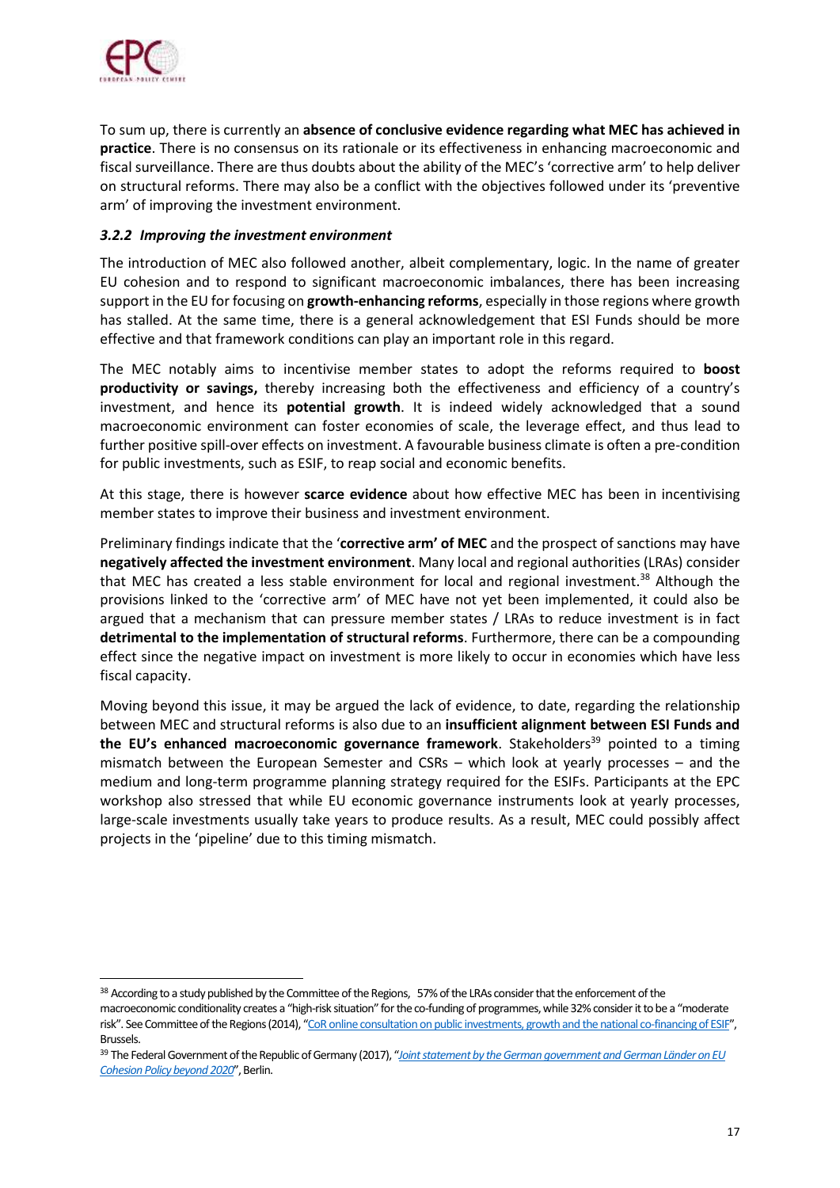To sum up, there is currently an **absence of conclusive evidence regarding what MEC has achieved in practice**. There is no consensus on its rationale or its effectiveness in enhancing macroeconomic and fiscal surveillance. There are thus doubts about the ability of the MEC's 'corrective arm' to help deliver on structural reforms. There may also be a conflict with the objectives followed under its 'preventive arm' of improving the investment environment.

#### *3.2.2 Improving the investment environment*

The introduction of MEC also followed another, albeit complementary, logic. In the name of greater EU cohesion and to respond to significant macroeconomic imbalances, there has been increasing support in the EU for focusing on **growth-enhancing reforms**, especially in those regions where growth has stalled. At the same time, there is a general acknowledgement that ESI Funds should be more effective and that framework conditions can play an important role in this regard.

The MEC notably aims to incentivise member states to adopt the reforms required to **boost productivity or savings,** thereby increasing both the effectiveness and efficiency of a country's investment, and hence its **potential growth**. It is indeed widely acknowledged that a sound macroeconomic environment can foster economies of scale, the leverage effect, and thus lead to further positive spill-over effects on investment. A favourable business climate is often a pre-condition for public investments, such as ESIF, to reap social and economic benefits.

At this stage, there is however **scarce evidence** about how effective MEC has been in incentivising member states to improve their business and investment environment.

Preliminary findings indicate that the '**corrective arm' of MEC** and the prospect of sanctions may have **negatively affected the investment environment**. Many local and regional authorities (LRAs) consider that MEC has created a less stable environment for local and regional investment.[38] Although the provisions linked to the 'corrective arm' of MEC have not yet been implemented, it could also be argued that a mechanism that can pressure member states / LRAs to reduce investment is in fact **detrimental to the implementation of structural reforms**. Furthermore, there can be a compounding effect since the negative impact on investment is more likely to occur in economies which have less fiscal capacity.

Moving beyond this issue, it may be argued the lack of evidence, to date, regarding the relationship between MEC and structural reforms is also due to an **insufficient alignment between ESI Funds and the EU's enhanced macroeconomic governance framework**. Stakeholders[39] pointed to a timing mismatch between the European Semester and CSRs – which look at yearly processes – and the medium and long-term programme planning strategy required for the ESIFs. Participants at the EPC workshop also stressed that while EU economic governance instruments look at yearly processes, large-scale investments usually take years to produce results. As a result, MEC could possibly affect projects in the 'pipeline' due to this timing mismatch.

---

[38] According to a study published by the Committee of the Regions, 57% of the LRAs consider that the enforcement of the macroeconomic conditionality creates a "high-risk situation" for the co-funding of programmes, while 32% consider it to be a "moderate risk". See Committee of the Regions (2014), "CoR online consultation on public investments, growth and the national co-financing of ESIF", Brussels.

[39] The Federal Government of the Republic of Germany (2017), "*Joint statement by the German government and German Länder on EU Cohesion Policy beyond 2020*", Berlin.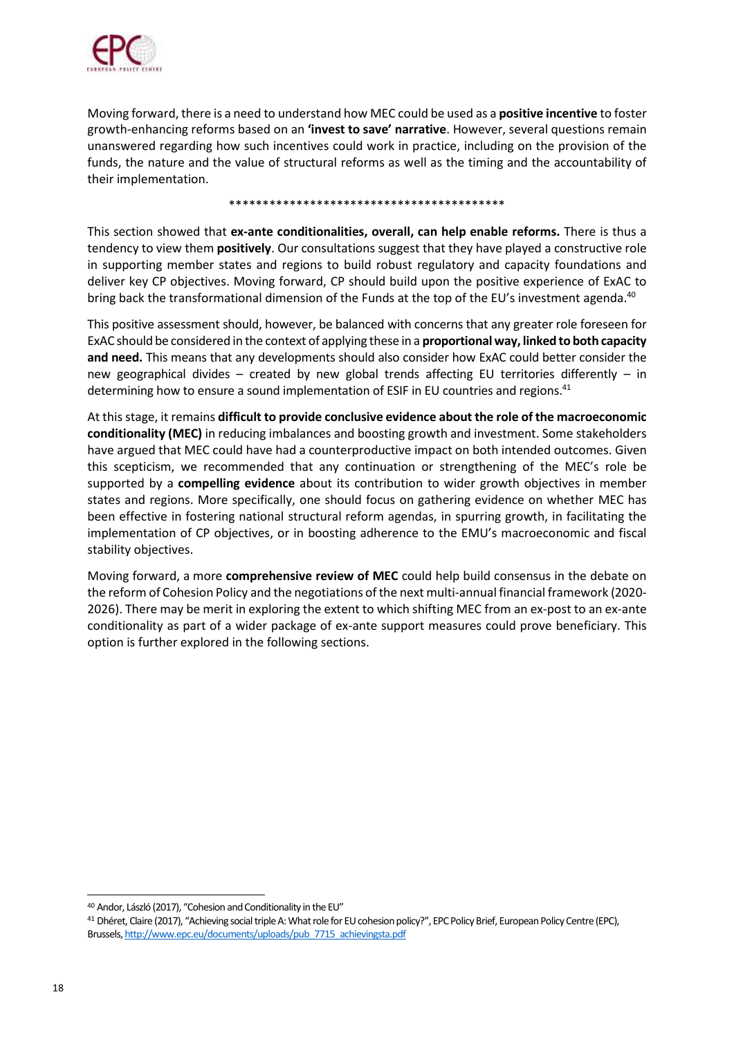Moving forward, there is a need to understand how MEC could be used as a **positive incentive** to foster growth-enhancing reforms based on an **'invest to save' narrative**. However, several questions remain unanswered regarding how such incentives could work in practice, including on the provision of the funds, the nature and the value of structural reforms as well as the timing and the accountability of their implementation.

*****************************************

This section showed that **ex-ante conditionalities, overall, can help enable reforms.** There is thus a tendency to view them **positively**. Our consultations suggest that they have played a constructive role in supporting member states and regions to build robust regulatory and capacity foundations and deliver key CP objectives. Moving forward, CP should build upon the positive experience of ExAC to bring back the transformational dimension of the Funds at the top of the EU's investment agenda.[40]

This positive assessment should, however, be balanced with concerns that any greater role foreseen for ExAC should be considered in the context of applying these in a **proportional way, linked to both capacity and need.** This means that any developments should also consider how ExAC could better consider the new geographical divides – created by new global trends affecting EU territories differently – in determining how to ensure a sound implementation of ESIF in EU countries and regions.[41]

At this stage, it remains **difficult to provide conclusive evidence about the role of the macroeconomic conditionality (MEC)** in reducing imbalances and boosting growth and investment. Some stakeholders have argued that MEC could have had a counterproductive impact on both intended outcomes. Given this scepticism, we recommended that any continuation or strengthening of the MEC's role be supported by a **compelling evidence** about its contribution to wider growth objectives in member states and regions. More specifically, one should focus on gathering evidence on whether MEC has been effective in fostering national structural reform agendas, in spurring growth, in facilitating the implementation of CP objectives, or in boosting adherence to the EMU's macroeconomic and fiscal stability objectives.

Moving forward, a more **comprehensive review of MEC** could help build consensus in the debate on the reform of Cohesion Policy and the negotiations of the next multi-annual financial framework (2020-2026). There may be merit in exploring the extent to which shifting MEC from an ex-post to an ex-ante conditionality as part of a wider package of ex-ante support measures could prove beneficiary. This option is further explored in the following sections.

---

[40] Andor, László (2017), "Cohesion and Conditionality in the EU"

[41] Dhéret, Claire (2017), "Achieving social triple A: What role for EU cohesion policy?", EPC Policy Brief, European Policy Centre (EPC), Brussels, http://www.epc.eu/documents/uploads/pub_7715_achievingsta.pdf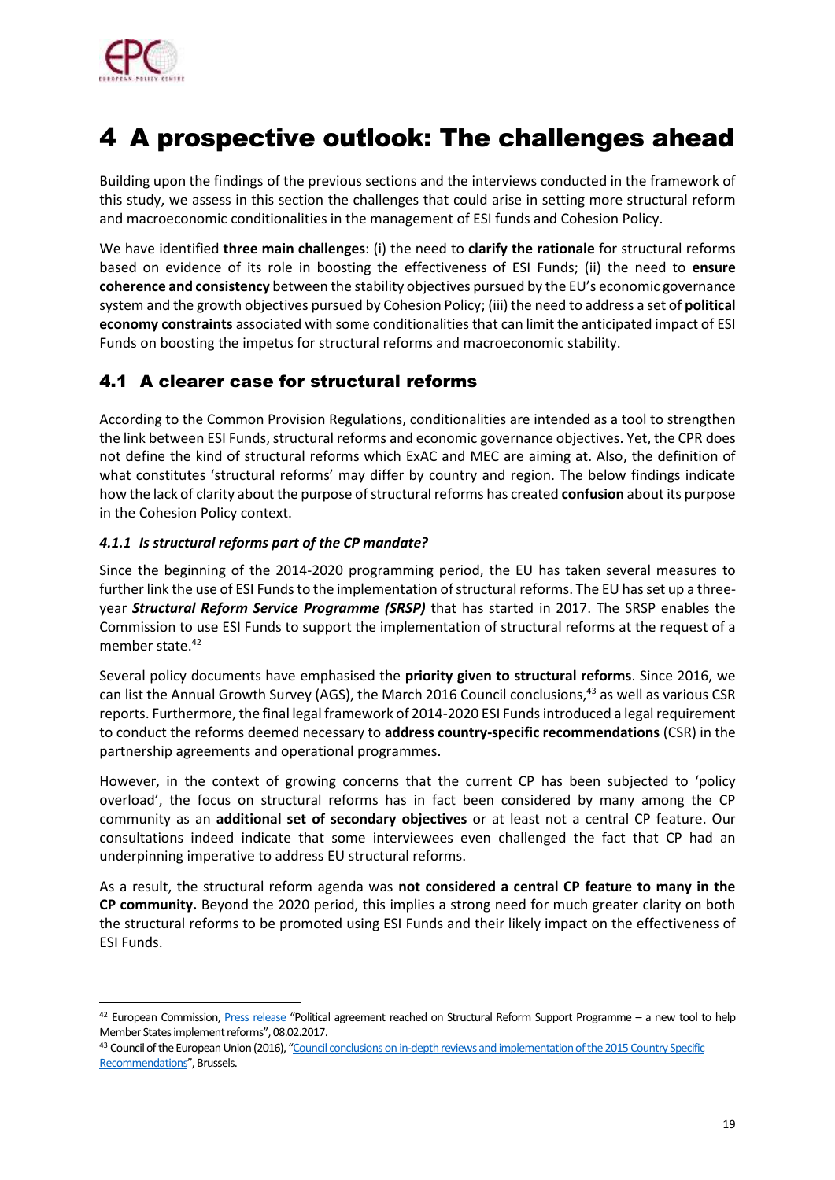# 4 A prospective outlook: The challenges ahead

Building upon the findings of the previous sections and the interviews conducted in the framework of this study, we assess in this section the challenges that could arise in setting more structural reform and macroeconomic conditionalities in the management of ESI funds and Cohesion Policy.

We have identified **three main challenges**: (i) the need to **clarify the rationale** for structural reforms based on evidence of its role in boosting the effectiveness of ESI Funds; (ii) the need to **ensure coherence and consistency** between the stability objectives pursued by the EU's economic governance system and the growth objectives pursued by Cohesion Policy; (iii) the need to address a set of **political economy constraints** associated with some conditionalities that can limit the anticipated impact of ESI Funds on boosting the impetus for structural reforms and macroeconomic stability.

## 4.1 A clearer case for structural reforms

According to the Common Provision Regulations, conditionalities are intended as a tool to strengthen the link between ESI Funds, structural reforms and economic governance objectives. Yet, the CPR does not define the kind of structural reforms which ExAC and MEC are aiming at. Also, the definition of what constitutes 'structural reforms' may differ by country and region. The below findings indicate how the lack of clarity about the purpose of structural reforms has created **confusion** about its purpose in the Cohesion Policy context.

### *4.1.1 Is structural reforms part of the CP mandate?*

Since the beginning of the 2014-2020 programming period, the EU has taken several measures to further link the use of ESI Funds to the implementation of structural reforms. The EU has set up a three-year ***Structural Reform Service Programme (SRSP)*** that has started in 2017. The SRSP enables the Commission to use ESI Funds to support the implementation of structural reforms at the request of a member state.[42]

Several policy documents have emphasised the **priority given to structural reforms**. Since 2016, we can list the Annual Growth Survey (AGS), the March 2016 Council conclusions,[43] as well as various CSR reports. Furthermore, the final legal framework of 2014-2020 ESI Funds introduced a legal requirement to conduct the reforms deemed necessary to **address country-specific recommendations** (CSR) in the partnership agreements and operational programmes.

However, in the context of growing concerns that the current CP has been subjected to 'policy overload', the focus on structural reforms has in fact been considered by many among the CP community as an **additional set of secondary objectives** or at least not a central CP feature. Our consultations indeed indicate that some interviewees even challenged the fact that CP had an underpinning imperative to address EU structural reforms.

As a result, the structural reform agenda was **not considered a central CP feature to many in the CP community.** Beyond the 2020 period, this implies a strong need for much greater clarity on both the structural reforms to be promoted using ESI Funds and their likely impact on the effectiveness of ESI Funds.

---

[42] European Commission, Press release "Political agreement reached on Structural Reform Support Programme – a new tool to help Member States implement reforms", 08.02.2017.

[43] Council of the European Union (2016), "Council conclusions on in-depth reviews and implementation of the 2015 Country Specific Recommendations", Brussels.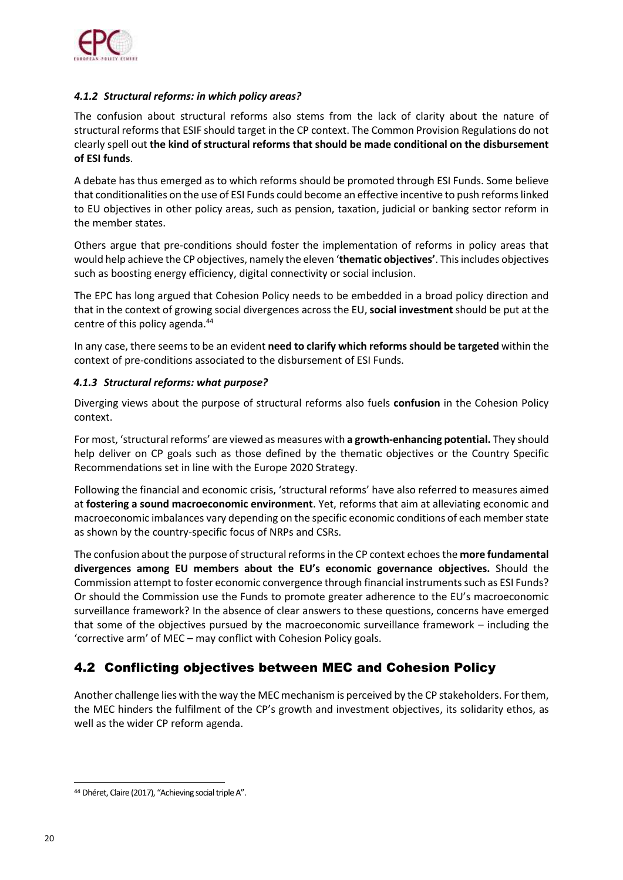#### *4.1.2 Structural reforms: in which policy areas?*

The confusion about structural reforms also stems from the lack of clarity about the nature of structural reforms that ESIF should target in the CP context. The Common Provision Regulations do not clearly spell out **the kind of structural reforms that should be made conditional on the disbursement of ESI funds**.

A debate has thus emerged as to which reforms should be promoted through ESI Funds. Some believe that conditionalities on the use of ESI Funds could become an effective incentive to push reforms linked to EU objectives in other policy areas, such as pension, taxation, judicial or banking sector reform in the member states.

Others argue that pre-conditions should foster the implementation of reforms in policy areas that would help achieve the CP objectives, namely the eleven '**thematic objectives'**. This includes objectives such as boosting energy efficiency, digital connectivity or social inclusion.

The EPC has long argued that Cohesion Policy needs to be embedded in a broad policy direction and that in the context of growing social divergences across the EU, **social investment** should be put at the centre of this policy agenda.[44]

In any case, there seems to be an evident **need to clarify which reforms should be targeted** within the context of pre-conditions associated to the disbursement of ESI Funds.

#### *4.1.3 Structural reforms: what purpose?*

Diverging views about the purpose of structural reforms also fuels **confusion** in the Cohesion Policy context.

For most, 'structural reforms' are viewed as measures with **a growth-enhancing potential.** They should help deliver on CP goals such as those defined by the thematic objectives or the Country Specific Recommendations set in line with the Europe 2020 Strategy.

Following the financial and economic crisis, 'structural reforms' have also referred to measures aimed at **fostering a sound macroeconomic environment**. Yet, reforms that aim at alleviating economic and macroeconomic imbalances vary depending on the specific economic conditions of each member state as shown by the country-specific focus of NRPs and CSRs.

The confusion about the purpose of structural reforms in the CP context echoes the **more fundamental divergences among EU members about the EU's economic governance objectives.** Should the Commission attempt to foster economic convergence through financial instruments such as ESI Funds? Or should the Commission use the Funds to promote greater adherence to the EU's macroeconomic surveillance framework? In the absence of clear answers to these questions, concerns have emerged that some of the objectives pursued by the macroeconomic surveillance framework – including the 'corrective arm' of MEC – may conflict with Cohesion Policy goals.

## 4.2 Conflicting objectives between MEC and Cohesion Policy

Another challenge lies with the way the MEC mechanism is perceived by the CP stakeholders. For them, the MEC hinders the fulfilment of the CP's growth and investment objectives, its solidarity ethos, as well as the wider CP reform agenda.

[44] Dhéret, Claire (2017), "Achieving social triple A".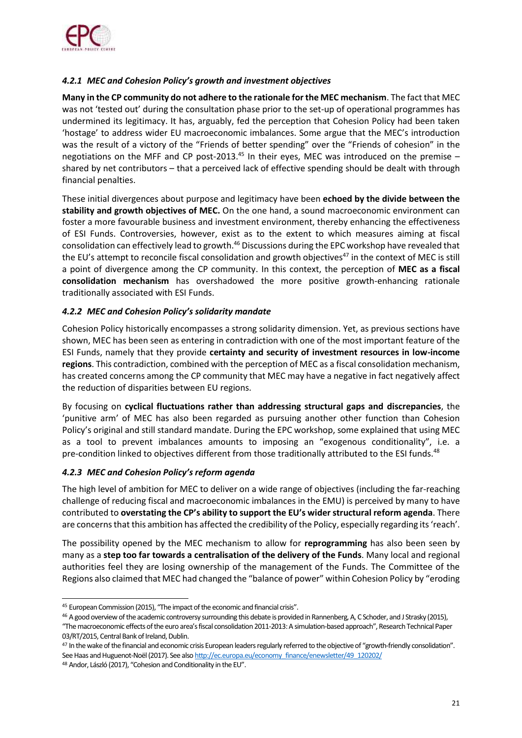#### *4.2.1 MEC and Cohesion Policy's growth and investment objectives*

**Many in the CP community do not adhere to the rationale for the MEC mechanism**. The fact that MEC was not 'tested out' during the consultation phase prior to the set-up of operational programmes has undermined its legitimacy. It has, arguably, fed the perception that Cohesion Policy had been taken 'hostage' to address wider EU macroeconomic imbalances. Some argue that the MEC's introduction was the result of a victory of the "Friends of better spending" over the "Friends of cohesion" in the negotiations on the MFF and CP post-2013.[45] In their eyes, MEC was introduced on the premise – shared by net contributors – that a perceived lack of effective spending should be dealt with through financial penalties.

These initial divergences about purpose and legitimacy have been **echoed by the divide between the stability and growth objectives of MEC.** On the one hand, a sound macroeconomic environment can foster a more favourable business and investment environment, thereby enhancing the effectiveness of ESI Funds. Controversies, however, exist as to the extent to which measures aiming at fiscal consolidation can effectively lead to growth.[46] Discussions during the EPC workshop have revealed that the EU's attempt to reconcile fiscal consolidation and growth objectives[47] in the context of MEC is still a point of divergence among the CP community. In this context, the perception of **MEC as a fiscal consolidation mechanism** has overshadowed the more positive growth-enhancing rationale traditionally associated with ESI Funds.

#### *4.2.2 MEC and Cohesion Policy's solidarity mandate*

Cohesion Policy historically encompasses a strong solidarity dimension. Yet, as previous sections have shown, MEC has been seen as entering in contradiction with one of the most important feature of the ESI Funds, namely that they provide **certainty and security of investment resources in low-income regions**. This contradiction, combined with the perception of MEC as a fiscal consolidation mechanism, has created concerns among the CP community that MEC may have a negative in fact negatively affect the reduction of disparities between EU regions.

By focusing on **cyclical fluctuations rather than addressing structural gaps and discrepancies**, the 'punitive arm' of MEC has also been regarded as pursuing another other function than Cohesion Policy's original and still standard mandate. During the EPC workshop, some explained that using MEC as a tool to prevent imbalances amounts to imposing an "exogenous conditionality", i.e. a pre-condition linked to objectives different from those traditionally attributed to the ESI funds.[48]

#### *4.2.3 MEC and Cohesion Policy's reform agenda*

The high level of ambition for MEC to deliver on a wide range of objectives (including the far-reaching challenge of reducing fiscal and macroeconomic imbalances in the EMU) is perceived by many to have contributed to **overstating the CP's ability to support the EU's wider structural reform agenda**. There are concerns that this ambition has affected the credibility of the Policy, especially regarding its 'reach'.

The possibility opened by the MEC mechanism to allow for **reprogramming** has also been seen by many as a **step too far towards a centralisation of the delivery of the Funds**. Many local and regional authorities feel they are losing ownership of the management of the Funds. The Committee of the Regions also claimed that MEC had changed the "balance of power" within Cohesion Policy by "eroding

---

[45] European Commission (2015), "The impact of the economic and financial crisis".

[46] A good overview of the academic controversy surrounding this debate is provided in Rannenberg, A, C Schoder, and J Strasky (2015), "The macroeconomic effects of the euro area's fiscal consolidation 2011-2013: A simulation-based approach", Research Technical Paper 03/RT/2015, Central Bank of Ireland, Dublin.

[47] In the wake of the financial and economic crisis European leaders regularly referred to the objective of "growth-friendly consolidation". See Haas and Huguenot-Noël (2017). See also http://ec.europa.eu/economy_finance/enewsletter/49_120202/

[48] Andor, László (2017), "Cohesion and Conditionality in the EU".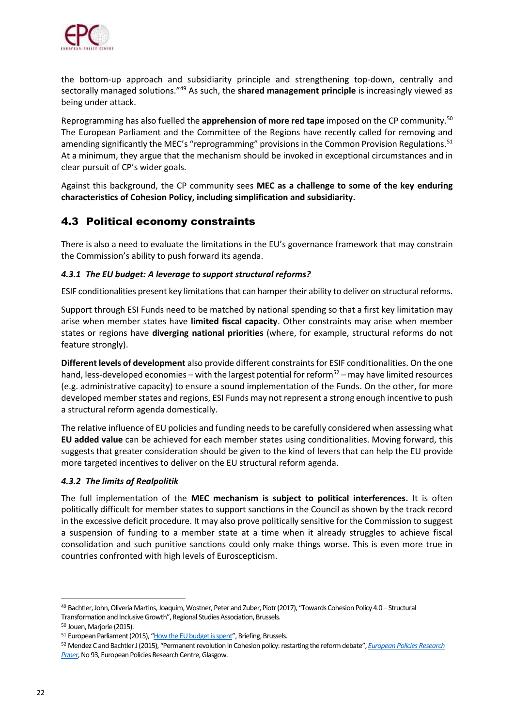the bottom-up approach and subsidiarity principle and strengthening top-down, centrally and sectorally managed solutions."[49] As such, the **shared management principle** is increasingly viewed as being under attack.

Reprogramming has also fuelled the **apprehension of more red tape** imposed on the CP community.[50] The European Parliament and the Committee of the Regions have recently called for removing and amending significantly the MEC's "reprogramming" provisions in the Common Provision Regulations.[51] At a minimum, they argue that the mechanism should be invoked in exceptional circumstances and in clear pursuit of CP's wider goals.

Against this background, the CP community sees **MEC as a challenge to some of the key enduring characteristics of Cohesion Policy, including simplification and subsidiarity.**

## 4.3 Political economy constraints

There is also a need to evaluate the limitations in the EU's governance framework that may constrain the Commission's ability to push forward its agenda.

### *4.3.1 The EU budget: A leverage to support structural reforms?*

ESIF conditionalities present key limitations that can hamper their ability to deliver on structural reforms.

Support through ESI Funds need to be matched by national spending so that a first key limitation may arise when member states have **limited fiscal capacity**. Other constraints may arise when member states or regions have **diverging national priorities** (where, for example, structural reforms do not feature strongly).

**Different levels of development** also provide different constraints for ESIF conditionalities. On the one hand, less-developed economies – with the largest potential for reform[52] – may have limited resources (e.g. administrative capacity) to ensure a sound implementation of the Funds. On the other, for more developed member states and regions, ESI Funds may not represent a strong enough incentive to push a structural reform agenda domestically.

The relative influence of EU policies and funding needs to be carefully considered when assessing what **EU added value** can be achieved for each member states using conditionalities. Moving forward, this suggests that greater consideration should be given to the kind of levers that can help the EU provide more targeted incentives to deliver on the EU structural reform agenda.

### *4.3.2 The limits of Realpolitik*

The full implementation of the **MEC mechanism is subject to political interferences.** It is often politically difficult for member states to support sanctions in the Council as shown by the track record in the excessive deficit procedure. It may also prove politically sensitive for the Commission to suggest a suspension of funding to a member state at a time when it already struggles to achieve fiscal consolidation and such punitive sanctions could only make things worse. This is even more true in countries confronted with high levels of Euroscepticism.

---

[49] Bachtler, John, Oliveria Martins, Joaquim, Wostner, Peter and Zuber, Piotr (2017), "Towards Cohesion Policy 4.0 – Structural Transformation and Inclusive Growth", Regional Studies Association, Brussels.

[50] Jouen, Marjorie (2015).

[51] European Parliament (2015), "How the EU budget is spent", Briefing, Brussels.

[52] Mendez C and Bachtler J (2015), "Permanent revolution in Cohesion policy: restarting the reform debate", *European Policies Research Paper*, No 93, European Policies Research Centre, Glasgow.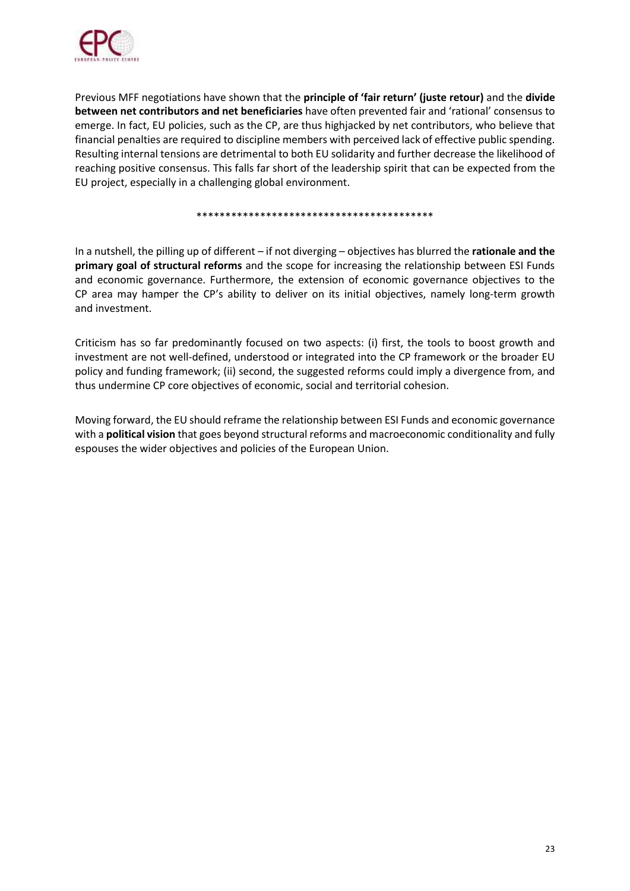Previous MFF negotiations have shown that the **principle of 'fair return' (juste retour)** and the **divide between net contributors and net beneficiaries** have often prevented fair and 'rational' consensus to emerge. In fact, EU policies, such as the CP, are thus highjacked by net contributors, who believe that financial penalties are required to discipline members with perceived lack of effective public spending. Resulting internal tensions are detrimental to both EU solidarity and further decrease the likelihood of reaching positive consensus. This falls far short of the leadership spirit that can be expected from the EU project, especially in a challenging global environment.

*****************************************

In a nutshell, the pilling up of different – if not diverging – objectives has blurred the **rationale and the primary goal of structural reforms** and the scope for increasing the relationship between ESI Funds and economic governance. Furthermore, the extension of economic governance objectives to the CP area may hamper the CP's ability to deliver on its initial objectives, namely long-term growth and investment.

Criticism has so far predominantly focused on two aspects: (i) first, the tools to boost growth and investment are not well-defined, understood or integrated into the CP framework or the broader EU policy and funding framework; (ii) second, the suggested reforms could imply a divergence from, and thus undermine CP core objectives of economic, social and territorial cohesion.

Moving forward, the EU should reframe the relationship between ESI Funds and economic governance with a **political vision** that goes beyond structural reforms and macroeconomic conditionality and fully espouses the wider objectives and policies of the European Union.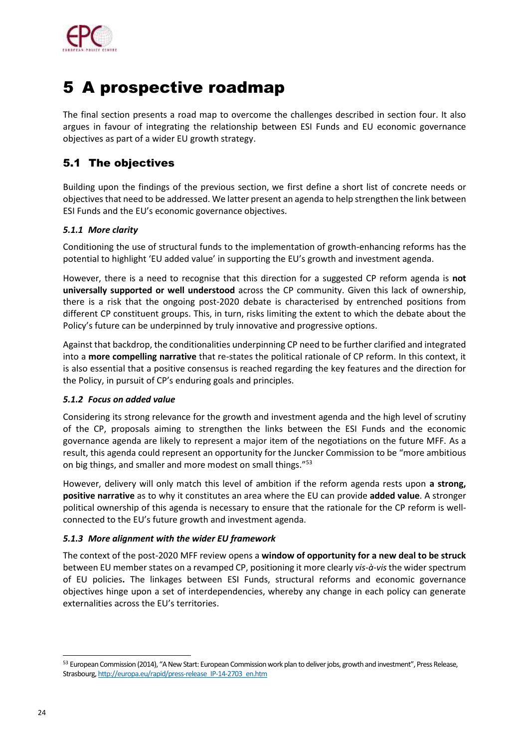# 5 A prospective roadmap

The final section presents a road map to overcome the challenges described in section four. It also argues in favour of integrating the relationship between ESI Funds and EU economic governance objectives as part of a wider EU growth strategy.

## 5.1 The objectives

Building upon the findings of the previous section, we first define a short list of concrete needs or objectives that need to be addressed. We latter present an agenda to help strengthen the link between ESI Funds and the EU's economic governance objectives.

### *5.1.1 More clarity*

Conditioning the use of structural funds to the implementation of growth-enhancing reforms has the potential to highlight 'EU added value' in supporting the EU's growth and investment agenda.

However, there is a need to recognise that this direction for a suggested CP reform agenda is **not universally supported or well understood** across the CP community. Given this lack of ownership, there is a risk that the ongoing post-2020 debate is characterised by entrenched positions from different CP constituent groups. This, in turn, risks limiting the extent to which the debate about the Policy's future can be underpinned by truly innovative and progressive options.

Against that backdrop, the conditionalities underpinning CP need to be further clarified and integrated into a **more compelling narrative** that re-states the political rationale of CP reform. In this context, it is also essential that a positive consensus is reached regarding the key features and the direction for the Policy, in pursuit of CP's enduring goals and principles.

### *5.1.2 Focus on added value*

Considering its strong relevance for the growth and investment agenda and the high level of scrutiny of the CP, proposals aiming to strengthen the links between the ESI Funds and the economic governance agenda are likely to represent a major item of the negotiations on the future MFF. As a result, this agenda could represent an opportunity for the Juncker Commission to be "more ambitious on big things, and smaller and more modest on small things."[53]

However, delivery will only match this level of ambition if the reform agenda rests upon **a strong, positive narrative** as to why it constitutes an area where the EU can provide **added value**. A stronger political ownership of this agenda is necessary to ensure that the rationale for the CP reform is well-connected to the EU's future growth and investment agenda.

### *5.1.3 More alignment with the wider EU framework*

The context of the post-2020 MFF review opens a **window of opportunity for a new deal to be struck** between EU member states on a revamped CP, positioning it more clearly *vis-à-vis* the wider spectrum of EU policies**.** The linkages between ESI Funds, structural reforms and economic governance objectives hinge upon a set of interdependencies, whereby any change in each policy can generate externalities across the EU's territories.

---

[53] European Commission (2014), "A New Start: European Commission work plan to deliver jobs, growth and investment", Press Release, Strasbourg, http://europa.eu/rapid/press-release_IP-14-2703_en.htm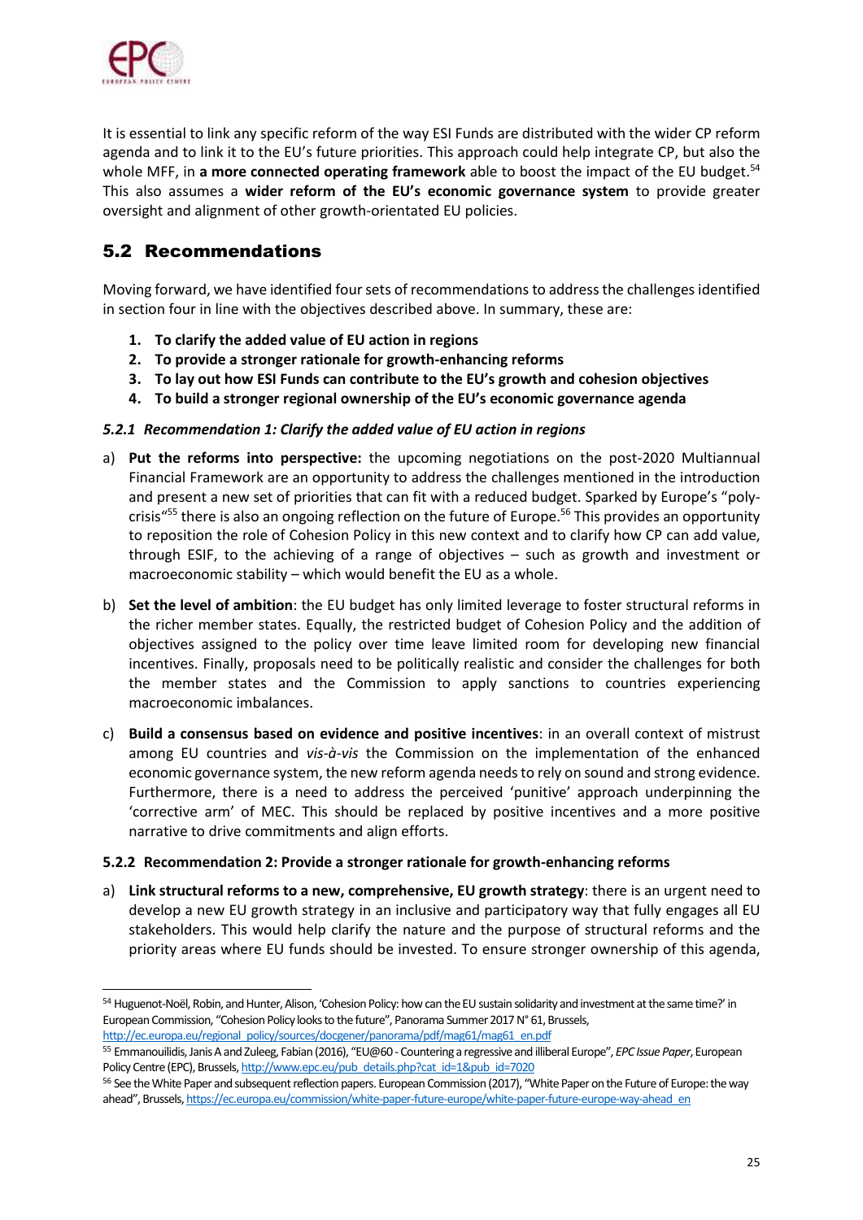It is essential to link any specific reform of the way ESI Funds are distributed with the wider CP reform agenda and to link it to the EU's future priorities. This approach could help integrate CP, but also the whole MFF, in **a more connected operating framework** able to boost the impact of the EU budget.[54] This also assumes a **wider reform of the EU's economic governance system** to provide greater oversight and alignment of other growth-orientated EU policies.

## 5.2 Recommendations

Moving forward, we have identified four sets of recommendations to address the challenges identified in section four in line with the objectives described above. In summary, these are:

1. **To clarify the added value of EU action in regions**
2. **To provide a stronger rationale for growth-enhancing reforms**
3. **To lay out how ESI Funds can contribute to the EU's growth and cohesion objectives**
4. **To build a stronger regional ownership of the EU's economic governance agenda**

### *5.2.1 Recommendation 1: Clarify the added value of EU action in regions*

a) **Put the reforms into perspective:** the upcoming negotiations on the post-2020 Multiannual Financial Framework are an opportunity to address the challenges mentioned in the introduction and present a new set of priorities that can fit with a reduced budget. Sparked by Europe's "poly-crisis"[55] there is also an ongoing reflection on the future of Europe.[56] This provides an opportunity to reposition the role of Cohesion Policy in this new context and to clarify how CP can add value, through ESIF, to the achieving of a range of objectives – such as growth and investment or macroeconomic stability – which would benefit the EU as a whole.

b) **Set the level of ambition**: the EU budget has only limited leverage to foster structural reforms in the richer member states. Equally, the restricted budget of Cohesion Policy and the addition of objectives assigned to the policy over time leave limited room for developing new financial incentives. Finally, proposals need to be politically realistic and consider the challenges for both the member states and the Commission to apply sanctions to countries experiencing macroeconomic imbalances.

c) **Build a consensus based on evidence and positive incentives**: in an overall context of mistrust among EU countries and *vis-à-vis* the Commission on the implementation of the enhanced economic governance system, the new reform agenda needs to rely on sound and strong evidence. Furthermore, there is a need to address the perceived 'punitive' approach underpinning the 'corrective arm' of MEC. This should be replaced by positive incentives and a more positive narrative to drive commitments and align efforts.

### 5.2.2 Recommendation 2: Provide a stronger rationale for growth-enhancing reforms

a) **Link structural reforms to a new, comprehensive, EU growth strategy**: there is an urgent need to develop a new EU growth strategy in an inclusive and participatory way that fully engages all EU stakeholders. This would help clarify the nature and the purpose of structural reforms and the priority areas where EU funds should be invested. To ensure stronger ownership of this agenda,

---

[54] Huguenot-Noël, Robin, and Hunter, Alison, 'Cohesion Policy: how can the EU sustain solidarity and investment at the same time?' in European Commission, "Cohesion Policy looks to the future", Panorama Summer 2017 N° 61, Brussels, http://ec.europa.eu/regional_policy/sources/docgener/panorama/pdf/mag61/mag61_en.pdf

[55] Emmanouilidis, Janis A and Zuleeg, Fabian (2016), "EU@60 - Countering a regressive and illiberal Europe", *EPC Issue Paper*, European Policy Centre (EPC), Brussels, http://www.epc.eu/pub_details.php?cat_id=1&pub_id=7020

[56] See the White Paper and subsequent reflection papers. European Commission (2017), "White Paper on the Future of Europe: the way ahead", Brussels, https://ec.europa.eu/commission/white-paper-future-europe/white-paper-future-europe-way-ahead_en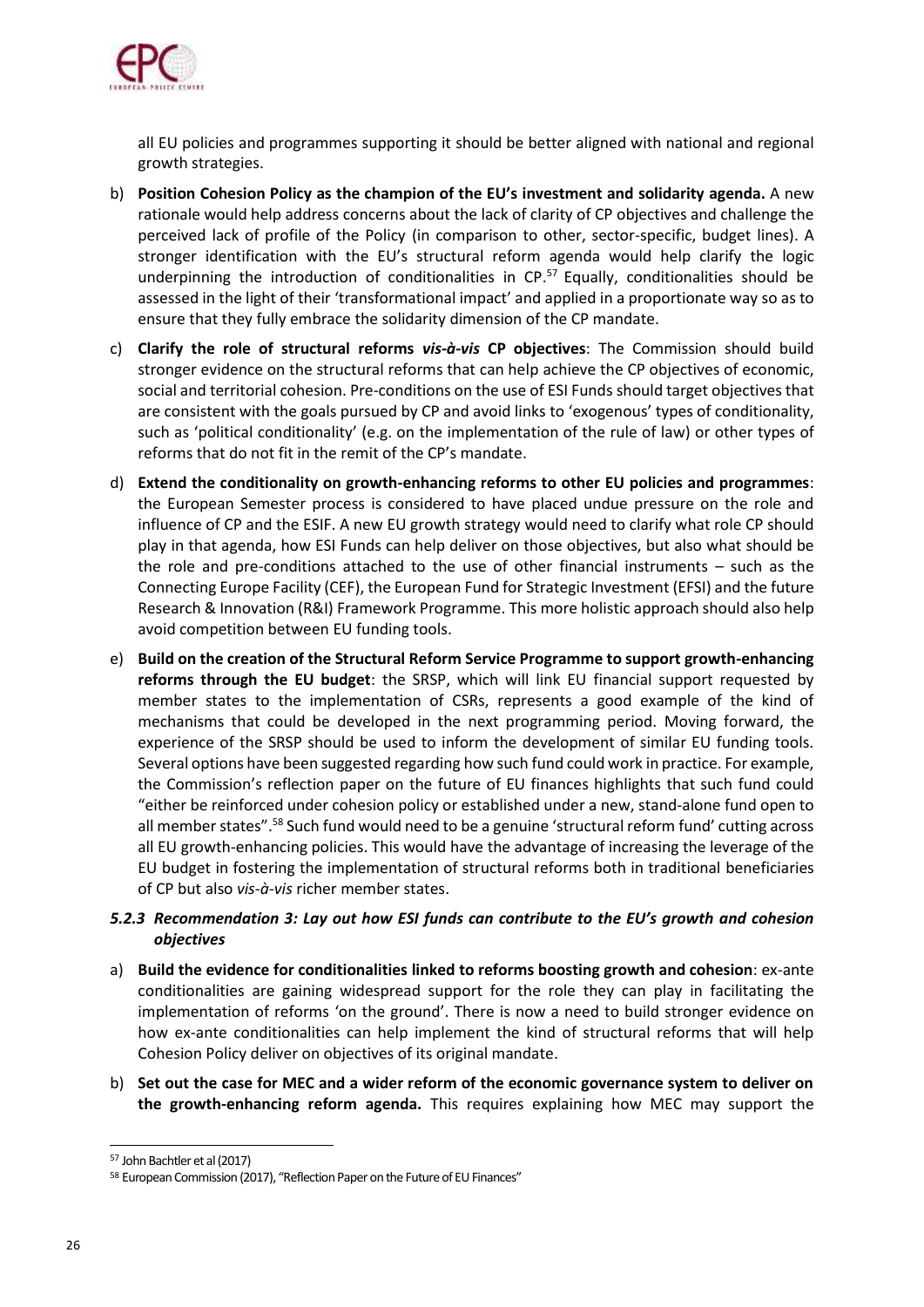all EU policies and programmes supporting it should be better aligned with national and regional growth strategies.

b) **Position Cohesion Policy as the champion of the EU's investment and solidarity agenda.** A new rationale would help address concerns about the lack of clarity of CP objectives and challenge the perceived lack of profile of the Policy (in comparison to other, sector-specific, budget lines). A stronger identification with the EU's structural reform agenda would help clarify the logic underpinning the introduction of conditionalities in CP.[57] Equally, conditionalities should be assessed in the light of their 'transformational impact' and applied in a proportionate way so as to ensure that they fully embrace the solidarity dimension of the CP mandate.

c) **Clarify the role of structural reforms *vis-à-vis* CP objectives**: The Commission should build stronger evidence on the structural reforms that can help achieve the CP objectives of economic, social and territorial cohesion. Pre-conditions on the use of ESI Funds should target objectives that are consistent with the goals pursued by CP and avoid links to 'exogenous' types of conditionality, such as 'political conditionality' (e.g. on the implementation of the rule of law) or other types of reforms that do not fit in the remit of the CP's mandate.

d) **Extend the conditionality on growth-enhancing reforms to other EU policies and programmes**: the European Semester process is considered to have placed undue pressure on the role and influence of CP and the ESIF. A new EU growth strategy would need to clarify what role CP should play in that agenda, how ESI Funds can help deliver on those objectives, but also what should be the role and pre-conditions attached to the use of other financial instruments – such as the Connecting Europe Facility (CEF), the European Fund for Strategic Investment (EFSI) and the future Research & Innovation (R&I) Framework Programme. This more holistic approach should also help avoid competition between EU funding tools.

e) **Build on the creation of the Structural Reform Service Programme to support growth-enhancing reforms through the EU budget**: the SRSP, which will link EU financial support requested by member states to the implementation of CSRs, represents a good example of the kind of mechanisms that could be developed in the next programming period. Moving forward, the experience of the SRSP should be used to inform the development of similar EU funding tools. Several options have been suggested regarding how such fund could work in practice. For example, the Commission's reflection paper on the future of EU finances highlights that such fund could "either be reinforced under cohesion policy or established under a new, stand-alone fund open to all member states".[58] Such fund would need to be a genuine 'structural reform fund' cutting across all EU growth-enhancing policies. This would have the advantage of increasing the leverage of the EU budget in fostering the implementation of structural reforms both in traditional beneficiaries of CP but also *vis-à-vis* richer member states.

#### *5.2.3 Recommendation 3: Lay out how ESI funds can contribute to the EU's growth and cohesion objectives*

a) **Build the evidence for conditionalities linked to reforms boosting growth and cohesion**: ex-ante conditionalities are gaining widespread support for the role they can play in facilitating the implementation of reforms 'on the ground'. There is now a need to build stronger evidence on how ex-ante conditionalities can help implement the kind of structural reforms that will help Cohesion Policy deliver on objectives of its original mandate.

b) **Set out the case for MEC and a wider reform of the economic governance system to deliver on the growth-enhancing reform agenda.** This requires explaining how MEC may support the

---

[57] John Bachtler et al (2017)

[58] European Commission (2017), "Reflection Paper on the Future of EU Finances"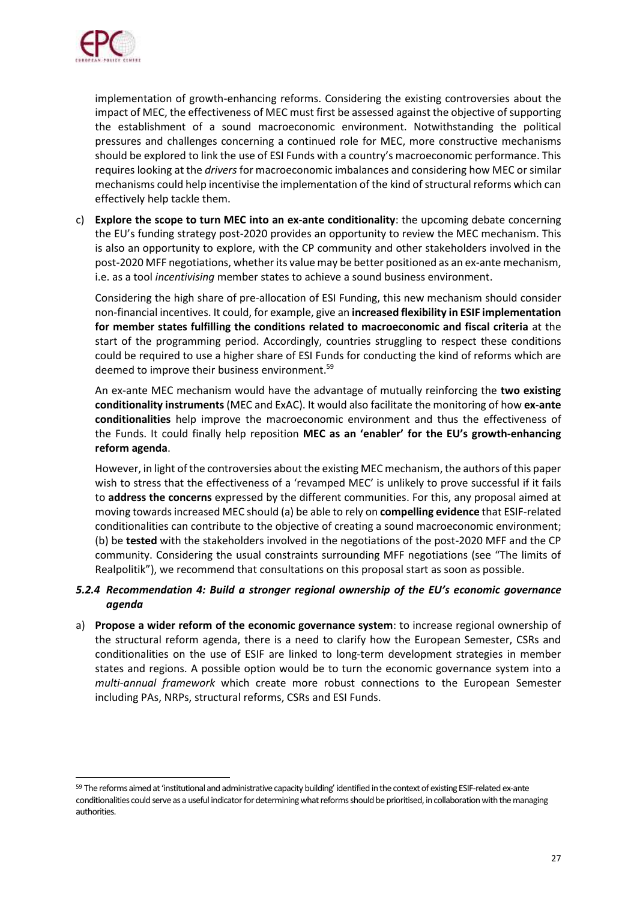implementation of growth-enhancing reforms. Considering the existing controversies about the impact of MEC, the effectiveness of MEC must first be assessed against the objective of supporting the establishment of a sound macroeconomic environment. Notwithstanding the political pressures and challenges concerning a continued role for MEC, more constructive mechanisms should be explored to link the use of ESI Funds with a country's macroeconomic performance. This requires looking at the *drivers* for macroeconomic imbalances and considering how MEC or similar mechanisms could help incentivise the implementation of the kind of structural reforms which can effectively help tackle them.

c) **Explore the scope to turn MEC into an ex-ante conditionality**: the upcoming debate concerning the EU's funding strategy post-2020 provides an opportunity to review the MEC mechanism. This is also an opportunity to explore, with the CP community and other stakeholders involved in the post-2020 MFF negotiations, whether its value may be better positioned as an ex-ante mechanism, i.e. as a tool *incentivising* member states to achieve a sound business environment.

   Considering the high share of pre-allocation of ESI Funding, this new mechanism should consider non-financial incentives. It could, for example, give an **increased flexibility in ESIF implementation for member states fulfilling the conditions related to macroeconomic and fiscal criteria** at the start of the programming period. Accordingly, countries struggling to respect these conditions could be required to use a higher share of ESI Funds for conducting the kind of reforms which are deemed to improve their business environment.[59]

   An ex-ante MEC mechanism would have the advantage of mutually reinforcing the **two existing conditionality instruments** (MEC and ExAC). It would also facilitate the monitoring of how **ex-ante conditionalities** help improve the macroeconomic environment and thus the effectiveness of the Funds. It could finally help reposition **MEC as an 'enabler' for the EU's growth-enhancing reform agenda**.

   However, in light of the controversies about the existing MEC mechanism, the authors of this paper wish to stress that the effectiveness of a 'revamped MEC' is unlikely to prove successful if it fails to **address the concerns** expressed by the different communities. For this, any proposal aimed at moving towards increased MEC should (a) be able to rely on **compelling evidence** that ESIF-related conditionalities can contribute to the objective of creating a sound macroeconomic environment; (b) be **tested** with the stakeholders involved in the negotiations of the post-2020 MFF and the CP community. Considering the usual constraints surrounding MFF negotiations (see "The limits of Realpolitik"), we recommend that consultations on this proposal start as soon as possible.

#### *5.2.4 Recommendation 4: Build a stronger regional ownership of the EU's economic governance agenda*

a) **Propose a wider reform of the economic governance system**: to increase regional ownership of the structural reform agenda, there is a need to clarify how the European Semester, CSRs and conditionalities on the use of ESIF are linked to long-term development strategies in member states and regions. A possible option would be to turn the economic governance system into a *multi-annual framework* which create more robust connections to the European Semester including PAs, NRPs, structural reforms, CSRs and ESI Funds.

---

[59] The reforms aimed at 'institutional and administrative capacity building' identified in the context of existing ESIF-related ex-ante conditionalities could serve as a useful indicator for determining what reforms should be prioritised, in collaboration with the managing authorities.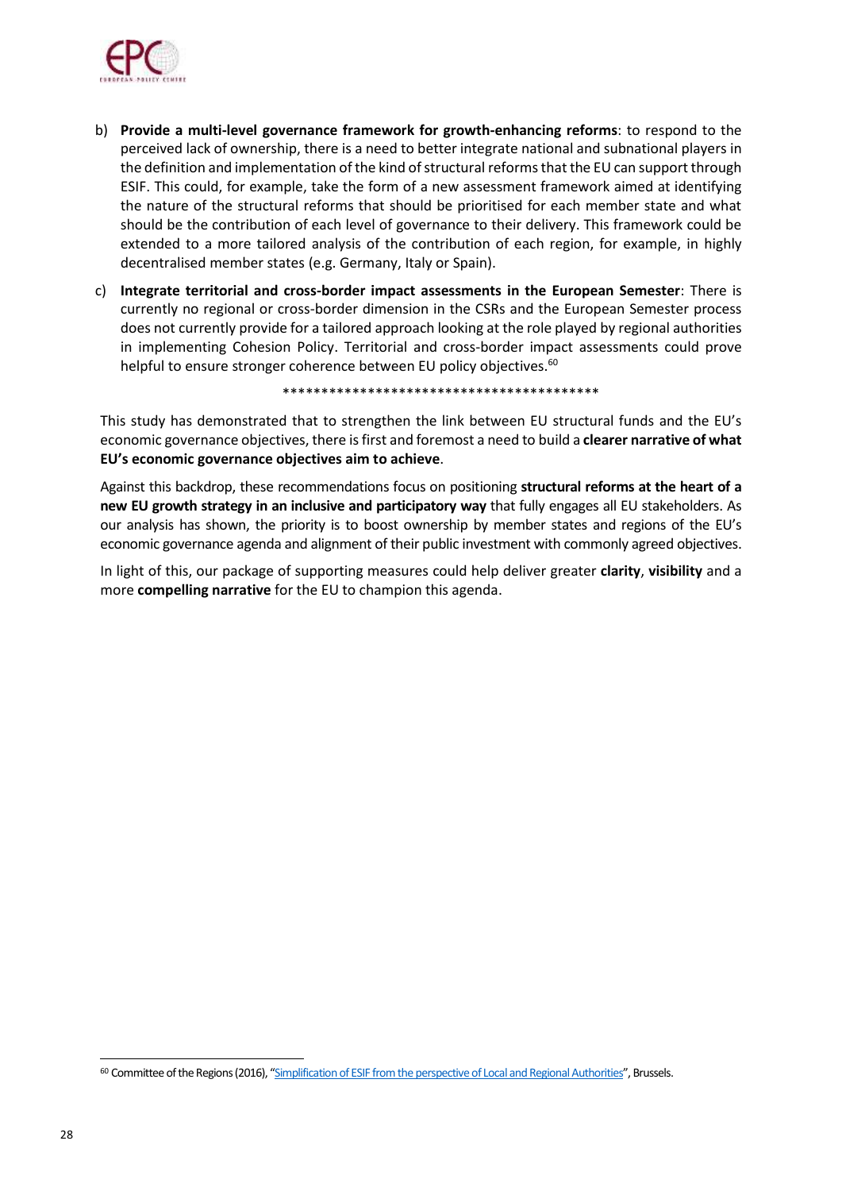b) **Provide a multi-level governance framework for growth-enhancing reforms**: to respond to the perceived lack of ownership, there is a need to better integrate national and subnational players in the definition and implementation of the kind of structural reforms that the EU can support through ESIF. This could, for example, take the form of a new assessment framework aimed at identifying the nature of the structural reforms that should be prioritised for each member state and what should be the contribution of each level of governance to their delivery. This framework could be extended to a more tailored analysis of the contribution of each region, for example, in highly decentralised member states (e.g. Germany, Italy or Spain).

c) **Integrate territorial and cross-border impact assessments in the European Semester**: There is currently no regional or cross-border dimension in the CSRs and the European Semester process does not currently provide for a tailored approach looking at the role played by regional authorities in implementing Cohesion Policy. Territorial and cross-border impact assessments could prove helpful to ensure stronger coherence between EU policy objectives.[60]

\*\*\*\*\*\*\*\*\*\*\*\*\*\*\*\*\*\*\*\*\*\*\*\*\*\*\*\*\*\*\*\*\*\*\*\*\*\*\*\*\*\*

This study has demonstrated that to strengthen the link between EU structural funds and the EU's economic governance objectives, there is first and foremost a need to build a **clearer narrative of what EU's economic governance objectives aim to achieve**.

Against this backdrop, these recommendations focus on positioning **structural reforms at the heart of a new EU growth strategy in an inclusive and participatory way** that fully engages all EU stakeholders. As our analysis has shown, the priority is to boost ownership by member states and regions of the EU's economic governance agenda and alignment of their public investment with commonly agreed objectives.

In light of this, our package of supporting measures could help deliver greater **clarity**, **visibility** and a more **compelling narrative** for the EU to champion this agenda.

---

[60] Committee of the Regions (2016), "Simplification of ESIF from the perspective of Local and Regional Authorities", Brussels.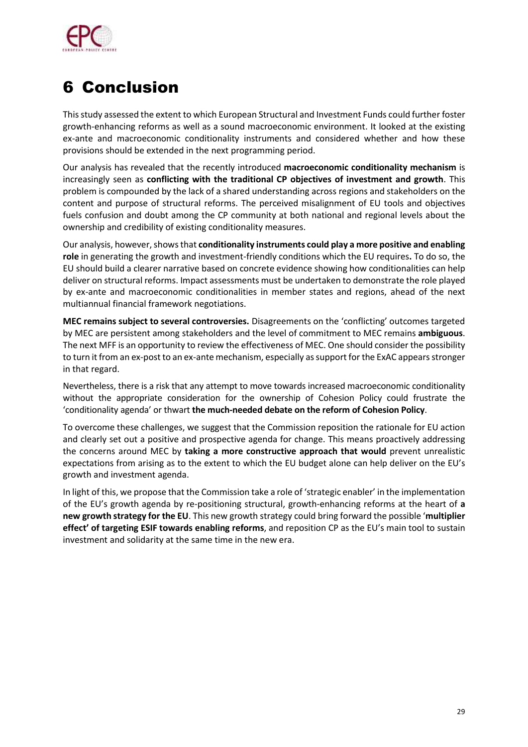# 6 Conclusion

This study assessed the extent to which European Structural and Investment Funds could further foster growth-enhancing reforms as well as a sound macroeconomic environment. It looked at the existing ex-ante and macroeconomic conditionality instruments and considered whether and how these provisions should be extended in the next programming period.

Our analysis has revealed that the recently introduced **macroeconomic conditionality mechanism** is increasingly seen as **conflicting with the traditional CP objectives of investment and growth**. This problem is compounded by the lack of a shared understanding across regions and stakeholders on the content and purpose of structural reforms. The perceived misalignment of EU tools and objectives fuels confusion and doubt among the CP community at both national and regional levels about the ownership and credibility of existing conditionality measures.

Our analysis, however, shows that **conditionality instruments could play a more positive and enabling role** in generating the growth and investment-friendly conditions which the EU requires**.** To do so, the EU should build a clearer narrative based on concrete evidence showing how conditionalities can help deliver on structural reforms. Impact assessments must be undertaken to demonstrate the role played by ex-ante and macroeconomic conditionalities in member states and regions, ahead of the next multiannual financial framework negotiations.

**MEC remains subject to several controversies.** Disagreements on the 'conflicting' outcomes targeted by MEC are persistent among stakeholders and the level of commitment to MEC remains **ambiguous**. The next MFF is an opportunity to review the effectiveness of MEC. One should consider the possibility to turn it from an ex-post to an ex-ante mechanism, especially as support for the ExAC appears stronger in that regard.

Nevertheless, there is a risk that any attempt to move towards increased macroeconomic conditionality without the appropriate consideration for the ownership of Cohesion Policy could frustrate the 'conditionality agenda' or thwart **the much-needed debate on the reform of Cohesion Policy**.

To overcome these challenges, we suggest that the Commission reposition the rationale for EU action and clearly set out a positive and prospective agenda for change. This means proactively addressing the concerns around MEC by **taking a more constructive approach that would** prevent unrealistic expectations from arising as to the extent to which the EU budget alone can help deliver on the EU's growth and investment agenda.

In light of this, we propose that the Commission take a role of 'strategic enabler' in the implementation of the EU's growth agenda by re-positioning structural, growth-enhancing reforms at the heart of **a new growth strategy for the EU**. This new growth strategy could bring forward the possible '**multiplier effect' of targeting ESIF towards enabling reforms**, and reposition CP as the EU's main tool to sustain investment and solidarity at the same time in the new era.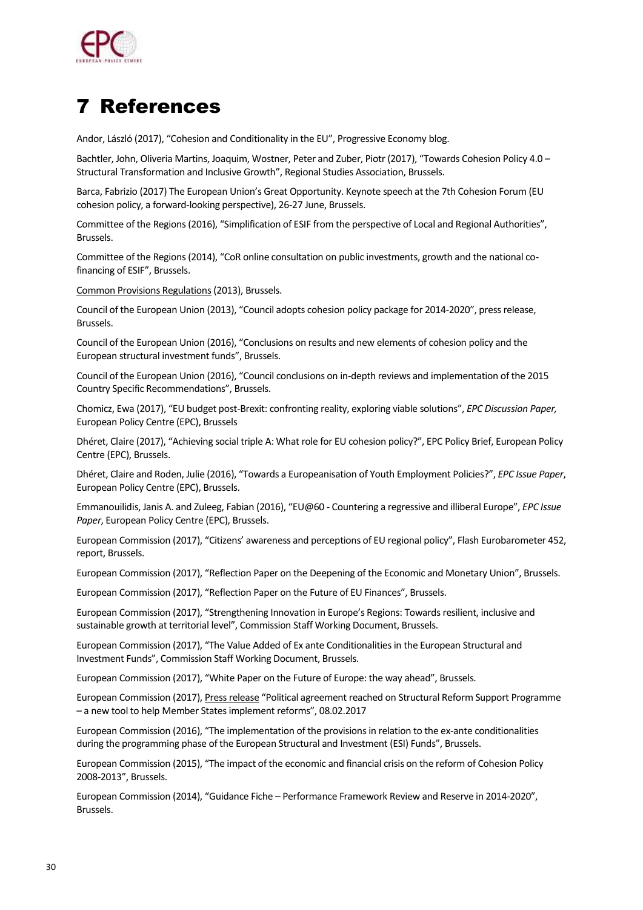# 7 References

Andor, László (2017), "Cohesion and Conditionality in the EU", Progressive Economy blog.

Bachtler, John, Oliveria Martins, Joaquim, Wostner, Peter and Zuber, Piotr (2017), "Towards Cohesion Policy 4.0 – Structural Transformation and Inclusive Growth", Regional Studies Association, Brussels.

Barca, Fabrizio (2017) The European Union's Great Opportunity. Keynote speech at the 7th Cohesion Forum (EU cohesion policy, a forward-looking perspective), 26-27 June, Brussels.

Committee of the Regions (2016), "Simplification of ESIF from the perspective of Local and Regional Authorities", Brussels.

Committee of the Regions (2014), "CoR online consultation on public investments, growth and the national co-financing of ESIF", Brussels.

Common Provisions Regulations (2013), Brussels.

Council of the European Union (2013), "Council adopts cohesion policy package for 2014-2020", press release, Brussels.

Council of the European Union (2016), "Conclusions on results and new elements of cohesion policy and the European structural investment funds", Brussels.

Council of the European Union (2016), "Council conclusions on in-depth reviews and implementation of the 2015 Country Specific Recommendations", Brussels.

Chomicz, Ewa (2017), "EU budget post-Brexit: confronting reality, exploring viable solutions", *EPC Discussion Paper,* European Policy Centre (EPC), Brussels

Dhéret, Claire (2017), "Achieving social triple A: What role for EU cohesion policy?", EPC Policy Brief, European Policy Centre (EPC), Brussels.

Dhéret, Claire and Roden, Julie (2016), "Towards a Europeanisation of Youth Employment Policies?", *EPC Issue Paper*, European Policy Centre (EPC), Brussels.

Emmanouilidis, Janis A. and Zuleeg, Fabian (2016), "EU@60 - Countering a regressive and illiberal Europe", *EPC Issue Paper*, European Policy Centre (EPC), Brussels.

European Commission (2017), "Citizens' awareness and perceptions of EU regional policy", Flash Eurobarometer 452, report, Brussels.

European Commission (2017), "Reflection Paper on the Deepening of the Economic and Monetary Union", Brussels.

European Commission (2017), "Reflection Paper on the Future of EU Finances", Brussels.

European Commission (2017), "Strengthening Innovation in Europe's Regions: Towards resilient, inclusive and sustainable growth at territorial level", Commission Staff Working Document, Brussels.

European Commission (2017), "The Value Added of Ex ante Conditionalities in the European Structural and Investment Funds", Commission Staff Working Document, Brussels.

European Commission (2017), "White Paper on the Future of Europe: the way ahead", Brussels.

European Commission (2017), Press release "Political agreement reached on Structural Reform Support Programme – a new tool to help Member States implement reforms", 08.02.2017

European Commission (2016), "The implementation of the provisions in relation to the ex-ante conditionalities during the programming phase of the European Structural and Investment (ESI) Funds", Brussels.

European Commission (2015), "The impact of the economic and financial crisis on the reform of Cohesion Policy 2008-2013", Brussels.

European Commission (2014), "Guidance Fiche – Performance Framework Review and Reserve in 2014-2020", Brussels.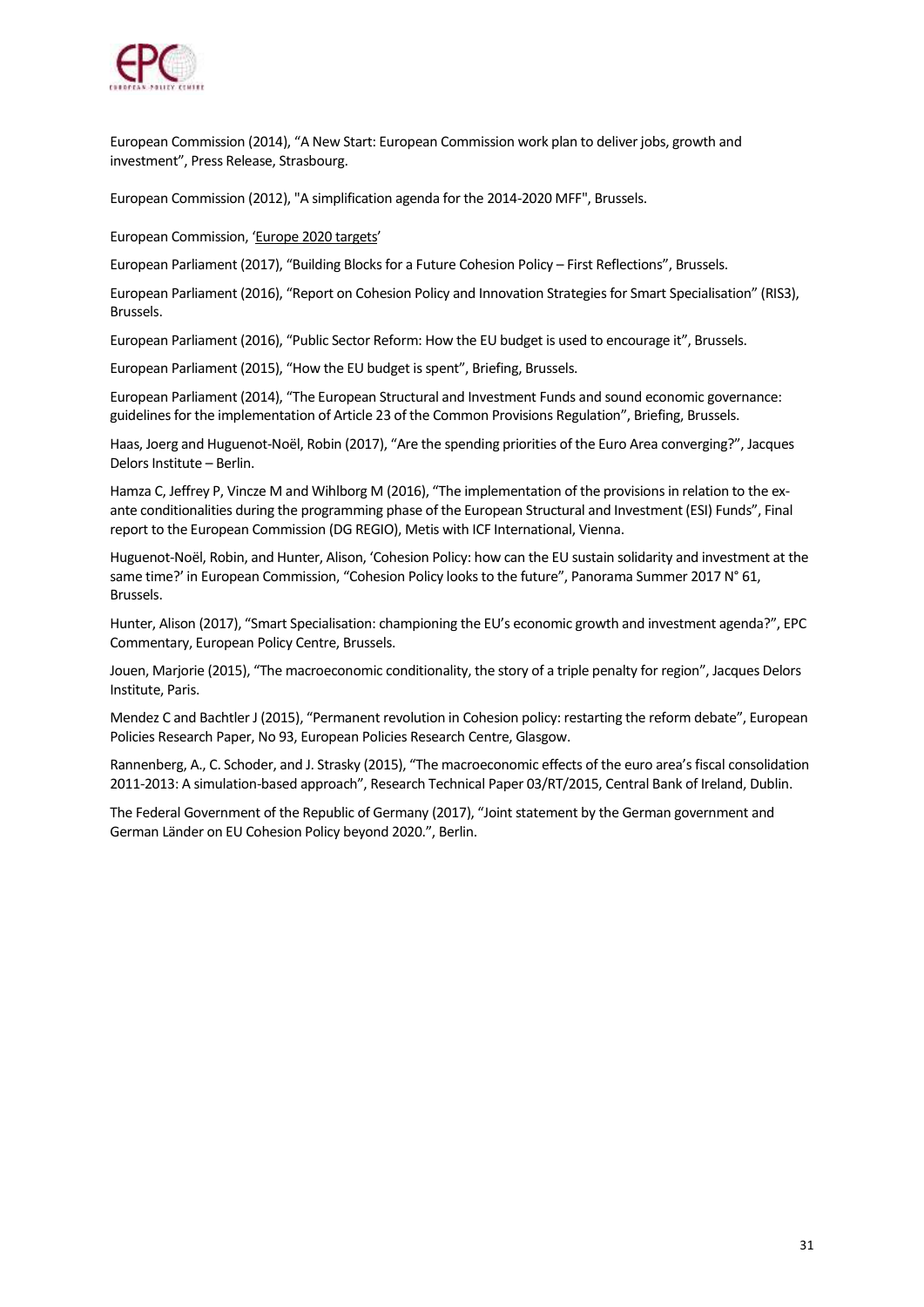European Commission (2014), "A New Start: European Commission work plan to deliver jobs, growth and investment", Press Release, Strasbourg.

European Commission (2012), "A simplification agenda for the 2014-2020 MFF", Brussels.

European Commission, 'Europe 2020 targets'

European Parliament (2017), "Building Blocks for a Future Cohesion Policy – First Reflections", Brussels.

European Parliament (2016), "Report on Cohesion Policy and Innovation Strategies for Smart Specialisation" (RIS3), Brussels.

European Parliament (2016), "Public Sector Reform: How the EU budget is used to encourage it", Brussels.

European Parliament (2015), "How the EU budget is spent", Briefing, Brussels.

European Parliament (2014), "The European Structural and Investment Funds and sound economic governance: guidelines for the implementation of Article 23 of the Common Provisions Regulation", Briefing, Brussels.

Haas, Joerg and Huguenot-Noël, Robin (2017), "Are the spending priorities of the Euro Area converging?", Jacques Delors Institute – Berlin.

Hamza C, Jeffrey P, Vincze M and Wihlborg M (2016), "The implementation of the provisions in relation to the ex-ante conditionalities during the programming phase of the European Structural and Investment (ESI) Funds", Final report to the European Commission (DG REGIO), Metis with ICF International, Vienna.

Huguenot-Noël, Robin, and Hunter, Alison, 'Cohesion Policy: how can the EU sustain solidarity and investment at the same time?' in European Commission, "Cohesion Policy looks to the future", Panorama Summer 2017 N° 61, Brussels.

Hunter, Alison (2017), "Smart Specialisation: championing the EU's economic growth and investment agenda?", EPC Commentary, European Policy Centre, Brussels.

Jouen, Marjorie (2015), "The macroeconomic conditionality, the story of a triple penalty for region", Jacques Delors Institute, Paris.

Mendez C and Bachtler J (2015), "Permanent revolution in Cohesion policy: restarting the reform debate", European Policies Research Paper, No 93, European Policies Research Centre, Glasgow.

Rannenberg, A., C. Schoder, and J. Strasky (2015), "The macroeconomic effects of the euro area's fiscal consolidation 2011-2013: A simulation-based approach", Research Technical Paper 03/RT/2015, Central Bank of Ireland, Dublin.

The Federal Government of the Republic of Germany (2017), "Joint statement by the German government and German Länder on EU Cohesion Policy beyond 2020.", Berlin.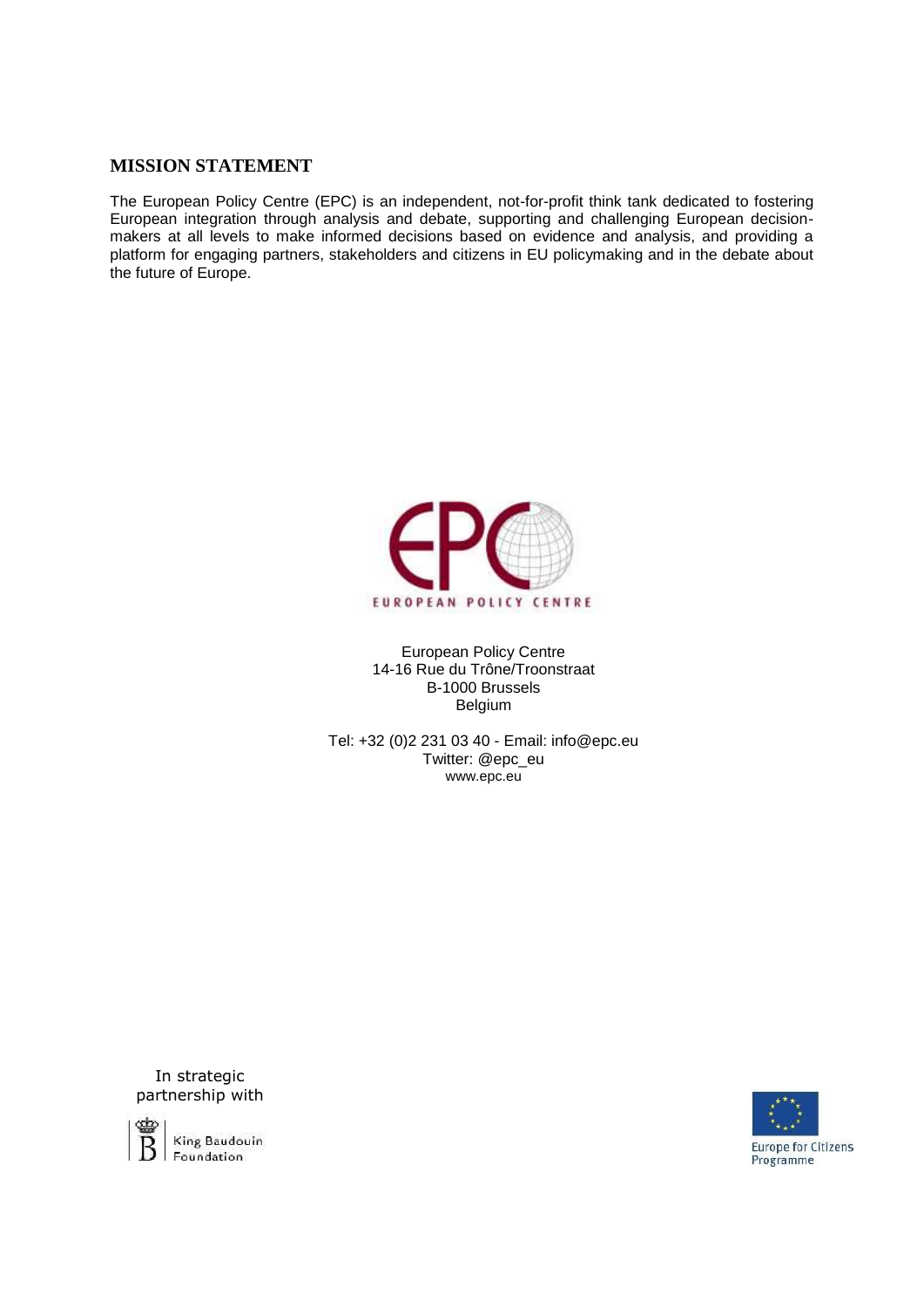## MISSION STATEMENT

The European Policy Centre (EPC) is an independent, not-for-profit think tank dedicated to fostering European integration through analysis and debate, supporting and challenging European decision-makers at all levels to make informed decisions based on evidence and analysis, and providing a platform for engaging partners, stakeholders and citizens in EU policymaking and in the debate about the future of Europe.

EUROPEAN POLICY CENTRE

European Policy Centre
14-16 Rue du Trône/Troonstraat
B-1000 Brussels
Belgium

Tel: +32 (0)2 231 03 40 - Email: info@epc.eu
Twitter: @epc_eu
www.epc.eu

In strategic partnership with

King Baudouin Foundation

Europe for Citizens Programme